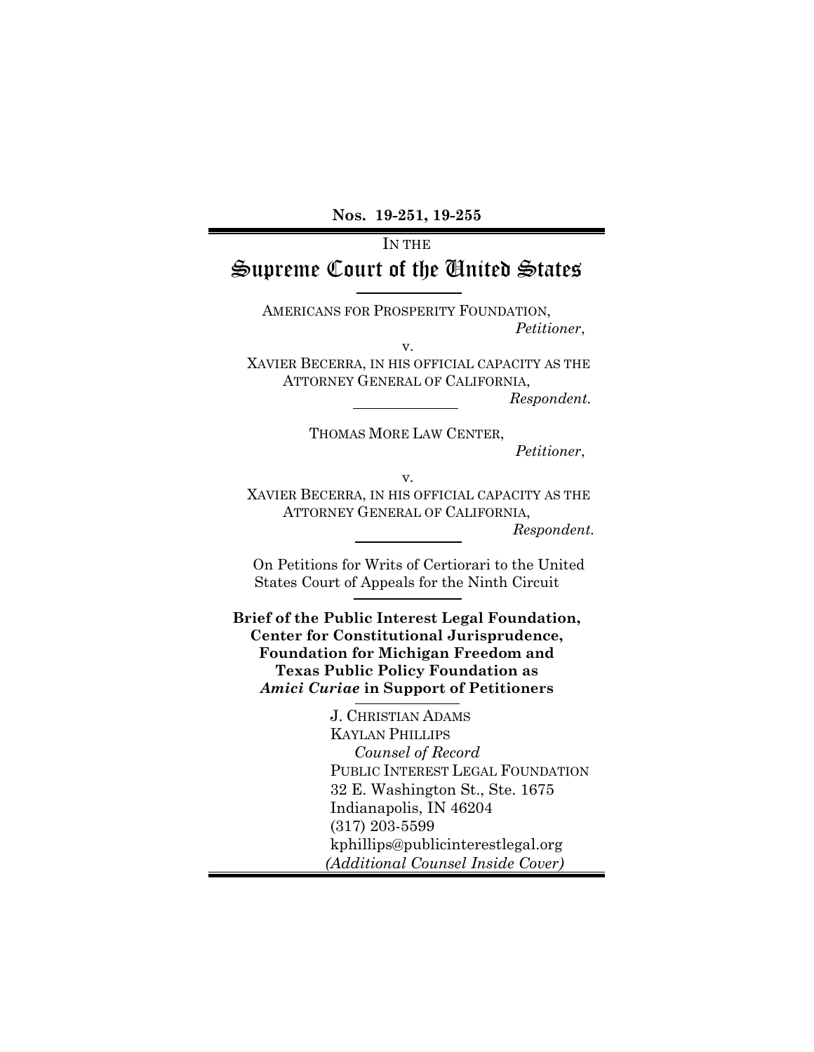**Nos. 19-251, 19-255**

IN THE

# Supreme Court of the United States

AMERICANS FOR PROSPERITY FOUNDATION,
*Petitioner*,

v.

XAVIER BECERRA, IN HIS OFFICIAL CAPACITY AS THE ATTORNEY GENERAL OF CALIFORNIA,
*Respondent.*

THOMAS MORE LAW CENTER,
*Petitioner*,

v.

XAVIER BECERRA, IN HIS OFFICIAL CAPACITY AS THE ATTORNEY GENERAL OF CALIFORNIA,
*Respondent.*

On Petitions for Writs of Certiorari to the United States Court of Appeals for the Ninth Circuit

**Brief of the Public Interest Legal Foundation, Center for Constitutional Jurisprudence, Foundation for Michigan Freedom and Texas Public Policy Foundation as *Amici Curiae* in Support of Petitioners**

J. CHRISTIAN ADAMS
KAYLAN PHILLIPS
*Counsel of Record*
PUBLIC INTEREST LEGAL FOUNDATION
32 E. Washington St., Ste. 1675
Indianapolis, IN 46204
(317) 203-5599
kphillips@publicinterestlegal.org
*(Additional Counsel Inside Cover)*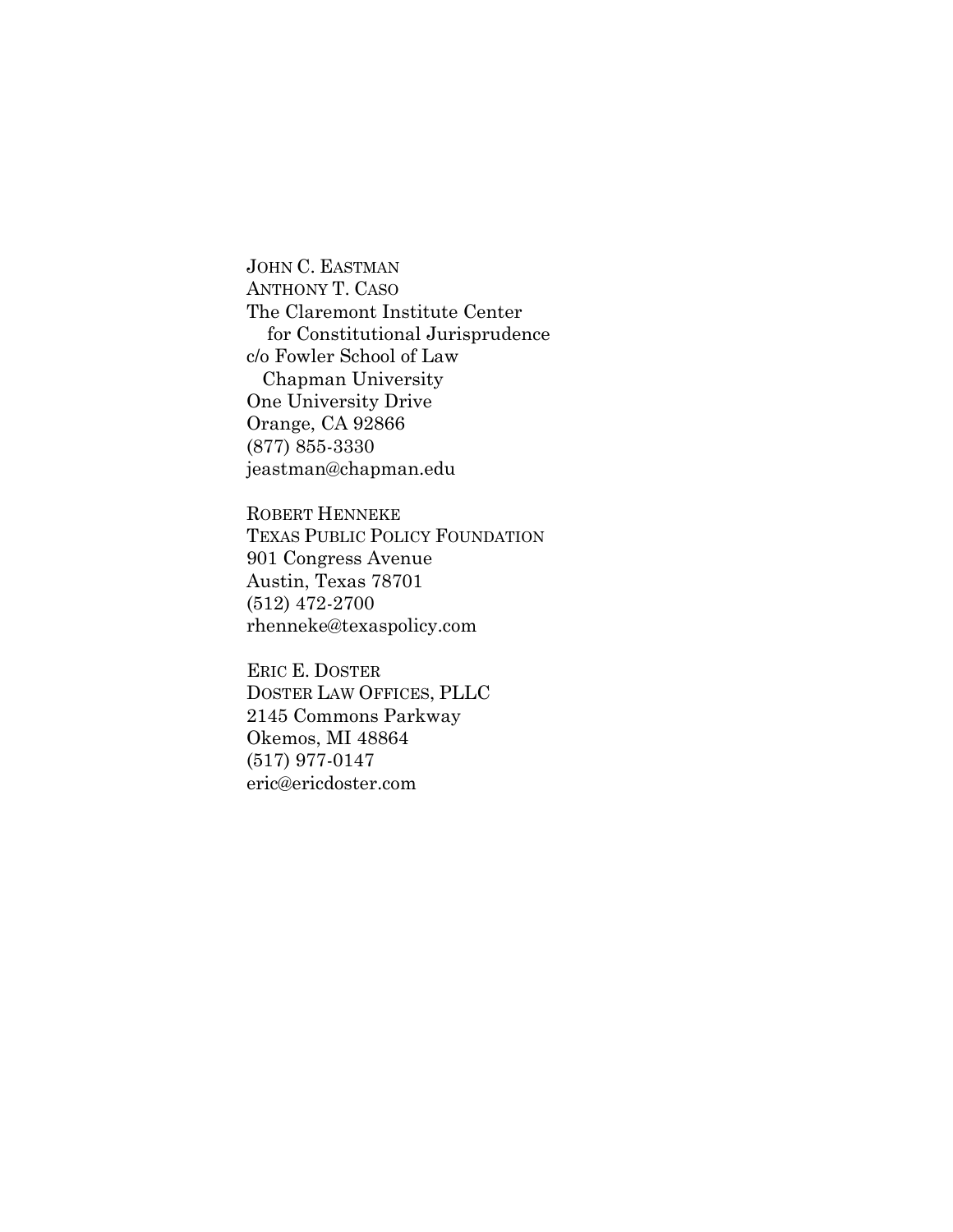JOHN C. EASTMAN
ANTHONY T. CASO
The Claremont Institute Center
for Constitutional Jurisprudence
c/o Fowler School of Law
Chapman University
One University Drive
Orange, CA 92866
(877) 855-3330
jeastman@chapman.edu

ROBERT HENNEKE
TEXAS PUBLIC POLICY FOUNDATION
901 Congress Avenue
Austin, Texas 78701
(512) 472-2700
rhenneke@texaspolicy.com

ERIC E. DOSTER
DOSTER LAW OFFICES, PLLC
2145 Commons Parkway
Okemos, MI 48864
(517) 977-0147
eric@ericdoster.com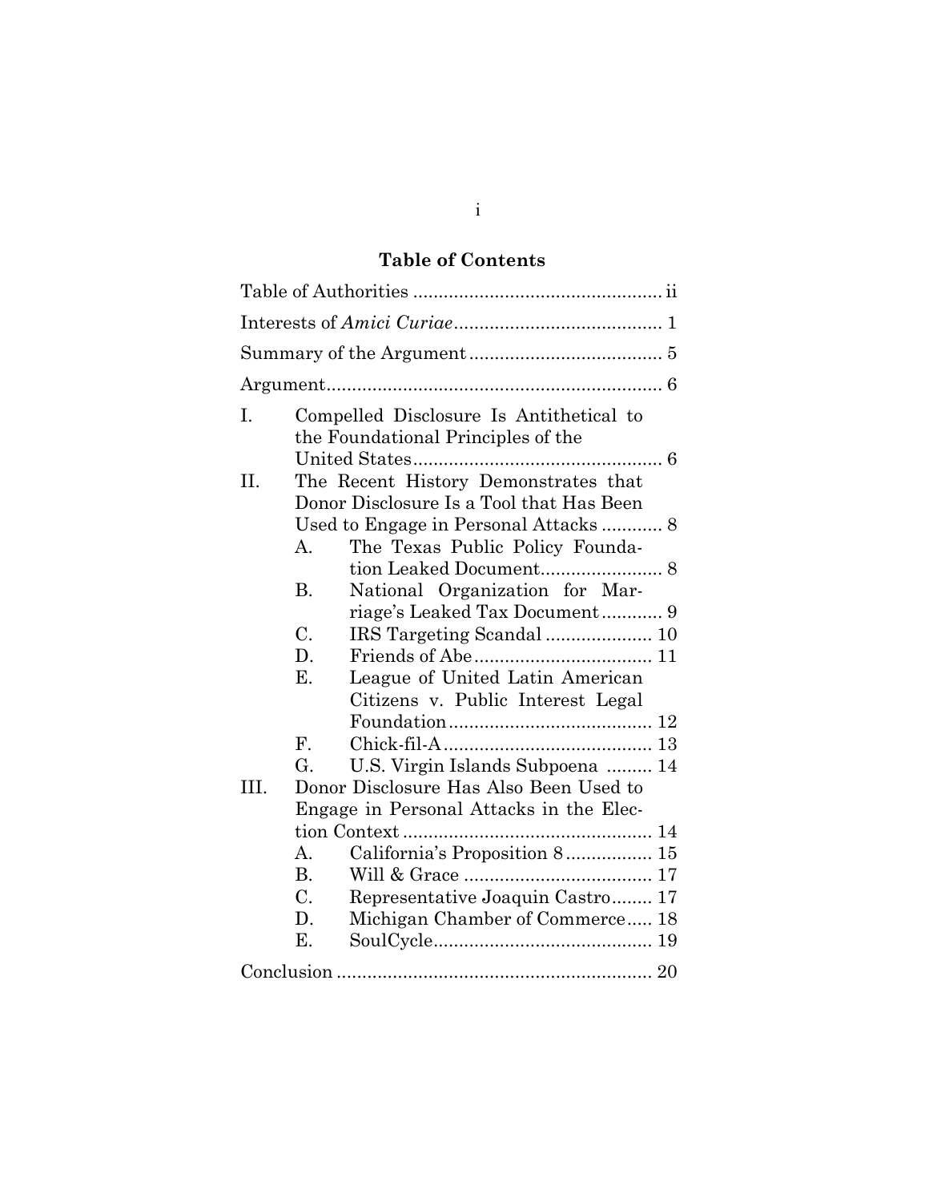## Table of Contents

Table of Authorities ................................................ ii

Interests of *Amici Curiae* ........................................ 1

Summary of the Argument ..................................... 5

Argument ................................................................ 6

I. Compelled Disclosure Is Antithetical to the Foundational Principles of the United States ................................................ 6

II. The Recent History Demonstrates that Donor Disclosure Is a Tool that Has Been Used to Engage in Personal Attacks ............ 8

   A. The Texas Public Policy Foundation Leaked Document ....................... 8

   B. National Organization for Marriage's Leaked Tax Document ............ 9

   C. IRS Targeting Scandal ..................... 10

   D. Friends of Abe .................................. 11

   E. League of United Latin American Citizens v. Public Interest Legal Foundation ....................................... 12

   F. Chick-fil-A ........................................ 13

   G. U.S. Virgin Islands Subpoena ......... 14

III. Donor Disclosure Has Also Been Used to Engage in Personal Attacks in the Election Context ................................................ 14

   A. California's Proposition 8 ................ 15

   B. Will & Grace .................................... 17

   C. Representative Joaquin Castro ........ 17

   D. Michigan Chamber of Commerce ..... 18

   E. SoulCycle .......................................... 19

Conclusion ............................................................. 20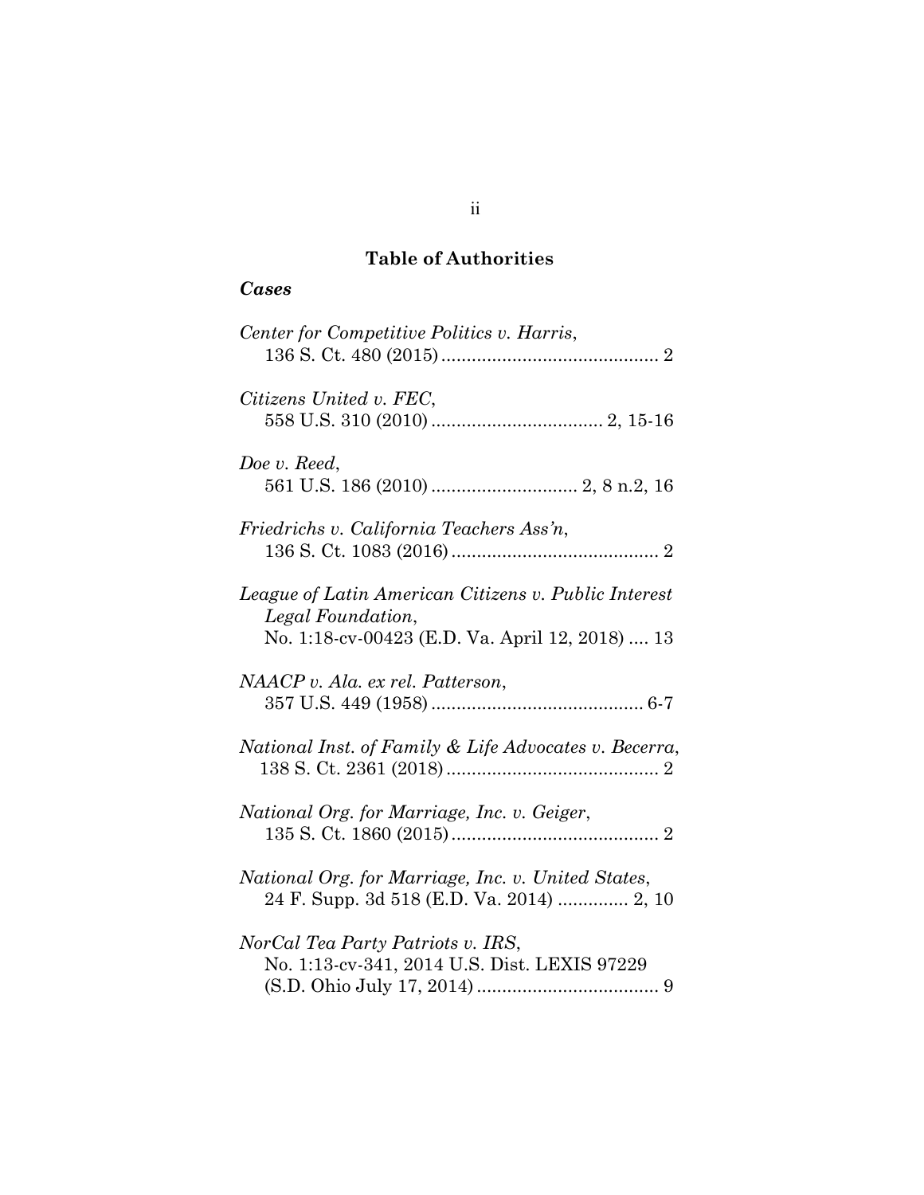## Table of Authorities

### *Cases*

*Center for Competitive Politics v. Harris*,
136 S. Ct. 480 (2015) .......................................... 2

*Citizens United v. FEC*,
558 U.S. 310 (2010) ................................. 2, 15-16

*Doe v. Reed*,
561 U.S. 186 (2010) ............................ 2, 8 n.2, 16

*Friedrichs v. California Teachers Ass'n*,
136 S. Ct. 1083 (2016) ........................................ 2

*League of Latin American Citizens v. Public Interest Legal Foundation*,
No. 1:18-cv-00423 (E.D. Va. April 12, 2018) .... 13

*NAACP v. Ala. ex rel. Patterson*,
357 U.S. 449 (1958) ......................................... 6-7

*National Inst. of Family & Life Advocates v. Becerra*,
138 S. Ct. 2361 (2018) ......................................... 2

*National Org. for Marriage, Inc. v. Geiger*,
135 S. Ct. 1860 (2015) ........................................ 2

*National Org. for Marriage, Inc. v. United States*,
24 F. Supp. 3d 518 (E.D. Va. 2014) ............. 2, 10

*NorCal Tea Party Patriots v. IRS*,
No. 1:13-cv-341, 2014 U.S. Dist. LEXIS 97229
(S.D. Ohio July 17, 2014) ................................... 9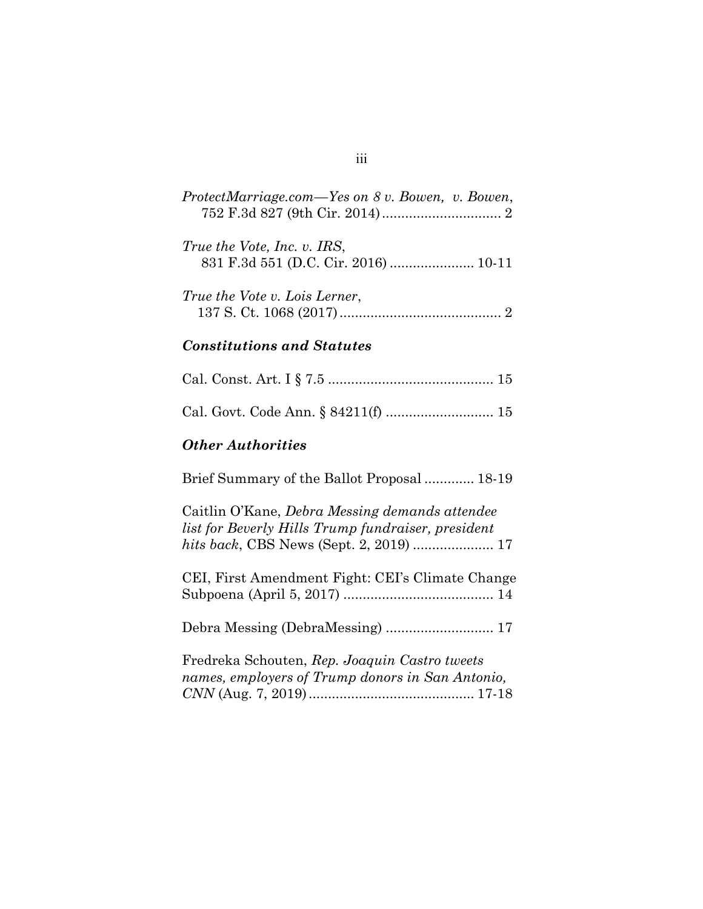*ProtectMarriage.com—Yes on 8 v. Bowen, v. Bowen*, 752 F.3d 827 (9th Cir. 2014) ............................... 2

*True the Vote, Inc. v. IRS*, 831 F.3d 551 (D.C. Cir. 2016) ...................... 10-11

*True the Vote v. Lois Lerner*, 137 S. Ct. 1068 (2017) .......................................... 2

### *Constitutions and Statutes*

Cal. Const. Art. I § 7.5 ........................................... 15

Cal. Govt. Code Ann. § 84211(f) ............................ 15

### *Other Authorities*

Brief Summary of the Ballot Proposal ............. 18-19

Caitlin O'Kane, *Debra Messing demands attendee list for Beverly Hills Trump fundraiser, president hits back*, CBS News (Sept. 2, 2019) ..................... 17

CEI, First Amendment Fight: CEI's Climate Change Subpoena (April 5, 2017) ....................................... 14

Debra Messing (DebraMessing) ............................ 17

Fredreka Schouten, *Rep. Joaquin Castro tweets names, employers of Trump donors in San Antonio, CNN* (Aug. 7, 2019) ........................................... 17-18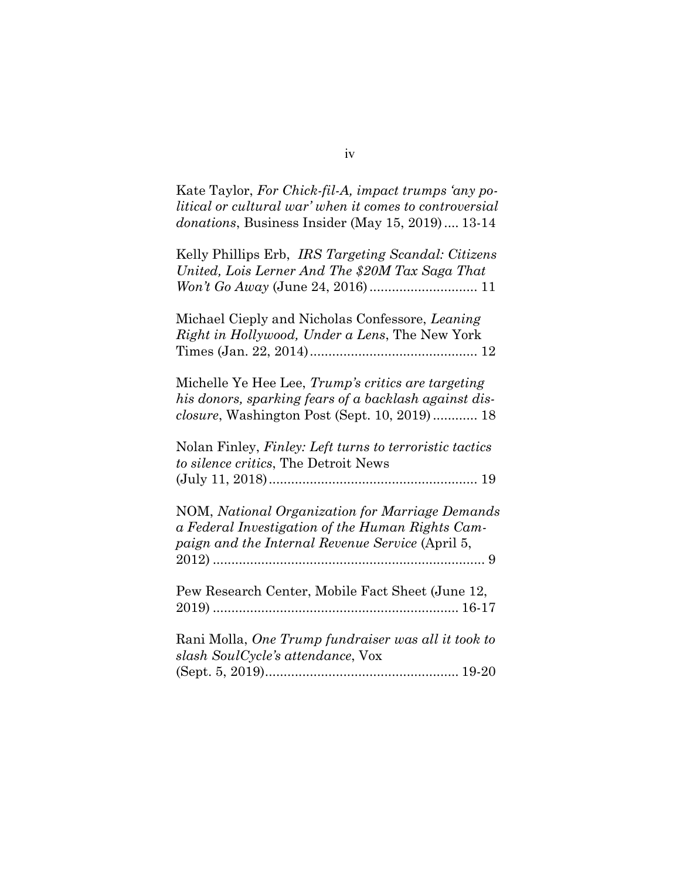Kate Taylor, *For Chick-fil-A, impact trumps 'any political or cultural war' when it comes to controversial donations*, Business Insider (May 15, 2019) .... 13-14

Kelly Phillips Erb, *IRS Targeting Scandal: Citizens United, Lois Lerner And The $20M Tax Saga That Won't Go Away* (June 24, 2016) ............................ 11

Michael Cieply and Nicholas Confessore, *Leaning Right in Hollywood, Under a Lens*, The New York Times (Jan. 22, 2014) ............................................ 12

Michelle Ye Hee Lee, *Trump's critics are targeting his donors, sparking fears of a backlash against disclosure*, Washington Post (Sept. 10, 2019) ............ 18

Nolan Finley, *Finley: Left turns to terroristic tactics to silence critics*, The Detroit News (July 11, 2018) ....................................................... 19

NOM, *National Organization for Marriage Demands a Federal Investigation of the Human Rights Campaign and the Internal Revenue Service* (April 5, 2012) ......................................................................... 9

Pew Research Center, Mobile Fact Sheet (June 12, 2019) ................................................................. 16-17

Rani Molla, *One Trump fundraiser was all it took to slash SoulCycle's attendance*, Vox (Sept. 5, 2019) .................................................. 19-20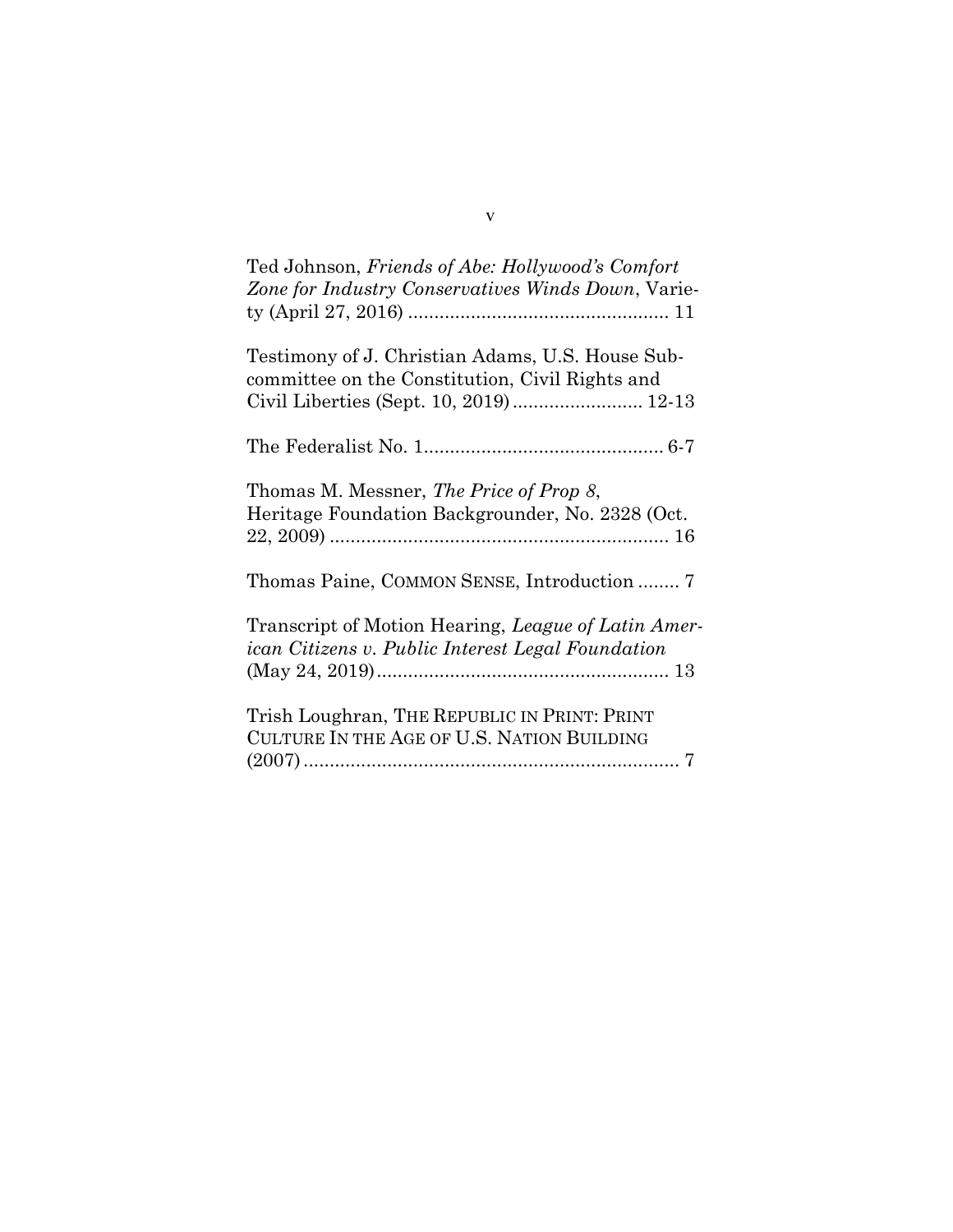Ted Johnson, *Friends of Abe: Hollywood's Comfort Zone for Industry Conservatives Winds Down*, Variety (April 27, 2016) .................................................. 11

Testimony of J. Christian Adams, U.S. House Subcommittee on the Constitution, Civil Rights and Civil Liberties (Sept. 10, 2019) ......................... 12-13

The Federalist No. 1.............................................. 6-7

Thomas M. Messner, *The Price of Prop 8*, Heritage Foundation Backgrounder, No. 2328 (Oct. 22, 2009) .................................................................. 16

Thomas Paine, COMMON SENSE, Introduction ........ 7

Transcript of Motion Hearing, *League of Latin American Citizens v. Public Interest Legal Foundation* (May 24, 2019)........................................................ 13

Trish Loughran, THE REPUBLIC IN PRINT: PRINT CULTURE IN THE AGE OF U.S. NATION BUILDING (2007)......................................................................... 7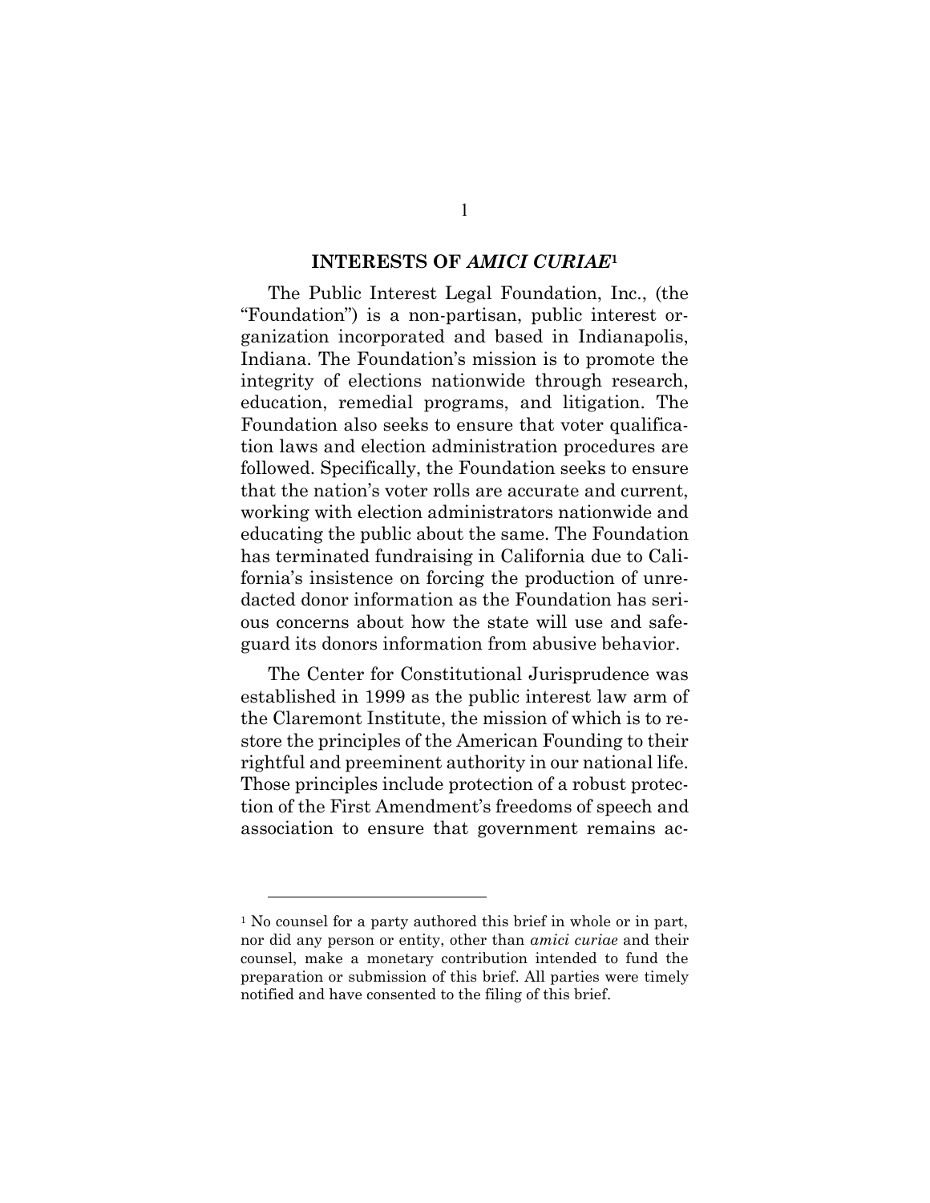## INTERESTS OF *AMICI CURIAE*[1]

The Public Interest Legal Foundation, Inc., (the "Foundation") is a non-partisan, public interest organization incorporated and based in Indianapolis, Indiana. The Foundation's mission is to promote the integrity of elections nationwide through research, education, remedial programs, and litigation. The Foundation also seeks to ensure that voter qualification laws and election administration procedures are followed. Specifically, the Foundation seeks to ensure that the nation's voter rolls are accurate and current, working with election administrators nationwide and educating the public about the same. The Foundation has terminated fundraising in California due to California's insistence on forcing the production of unredacted donor information as the Foundation has serious concerns about how the state will use and safeguard its donors information from abusive behavior.

The Center for Constitutional Jurisprudence was established in 1999 as the public interest law arm of the Claremont Institute, the mission of which is to restore the principles of the American Founding to their rightful and preeminent authority in our national life. Those principles include protection of a robust protection of the First Amendment's freedoms of speech and association to ensure that government remains ac-

[1] No counsel for a party authored this brief in whole or in part, nor did any person or entity, other than *amici curiae* and their counsel, make a monetary contribution intended to fund the preparation or submission of this brief. All parties were timely notified and have consented to the filing of this brief.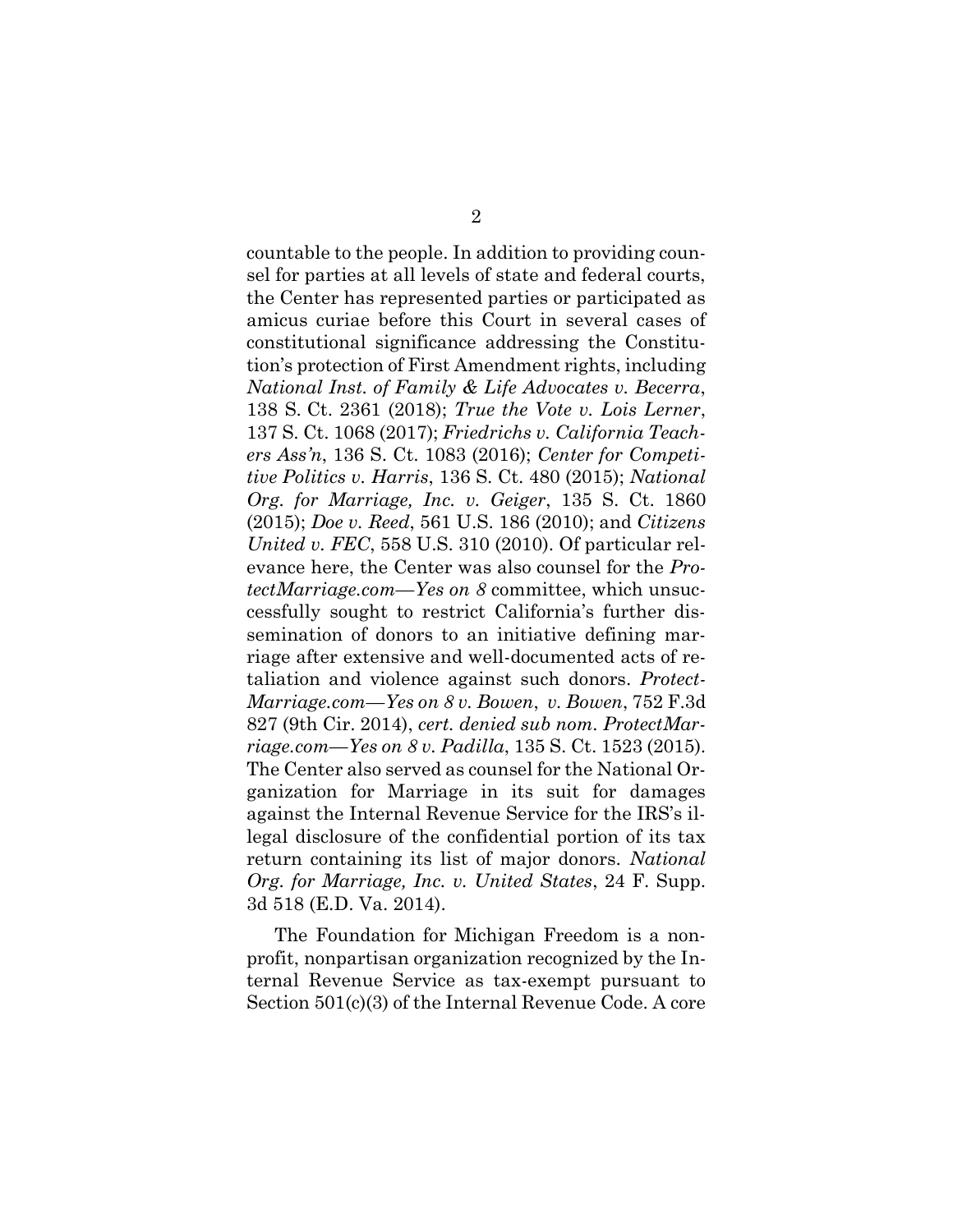countable to the people. In addition to providing counsel for parties at all levels of state and federal courts, the Center has represented parties or participated as amicus curiae before this Court in several cases of constitutional significance addressing the Constitution's protection of First Amendment rights, including *National Inst. of Family & Life Advocates v. Becerra*, 138 S. Ct. 2361 (2018); *True the Vote v. Lois Lerner*, 137 S. Ct. 1068 (2017); *Friedrichs v. California Teachers Ass'n*, 136 S. Ct. 1083 (2016); *Center for Competitive Politics v. Harris*, 136 S. Ct. 480 (2015); *National Org. for Marriage, Inc. v. Geiger*, 135 S. Ct. 1860 (2015); *Doe v. Reed*, 561 U.S. 186 (2010); and *Citizens United v. FEC*, 558 U.S. 310 (2010). Of particular relevance here, the Center was also counsel for the *ProtectMarriage.com—Yes on 8* committee, which unsuccessfully sought to restrict California's further dissemination of donors to an initiative defining marriage after extensive and well-documented acts of retaliation and violence against such donors. *ProtectMarriage.com—Yes on 8 v. Bowen*, *v. Bowen*, 752 F.3d 827 (9th Cir. 2014), *cert. denied sub nom. ProtectMarriage.com—Yes on 8 v. Padilla*, 135 S. Ct. 1523 (2015). The Center also served as counsel for the National Organization for Marriage in its suit for damages against the Internal Revenue Service for the IRS's illegal disclosure of the confidential portion of its tax return containing its list of major donors. *National Org. for Marriage, Inc. v. United States*, 24 F. Supp. 3d 518 (E.D. Va. 2014).

The Foundation for Michigan Freedom is a nonprofit, nonpartisan organization recognized by the Internal Revenue Service as tax-exempt pursuant to Section 501(c)(3) of the Internal Revenue Code. A core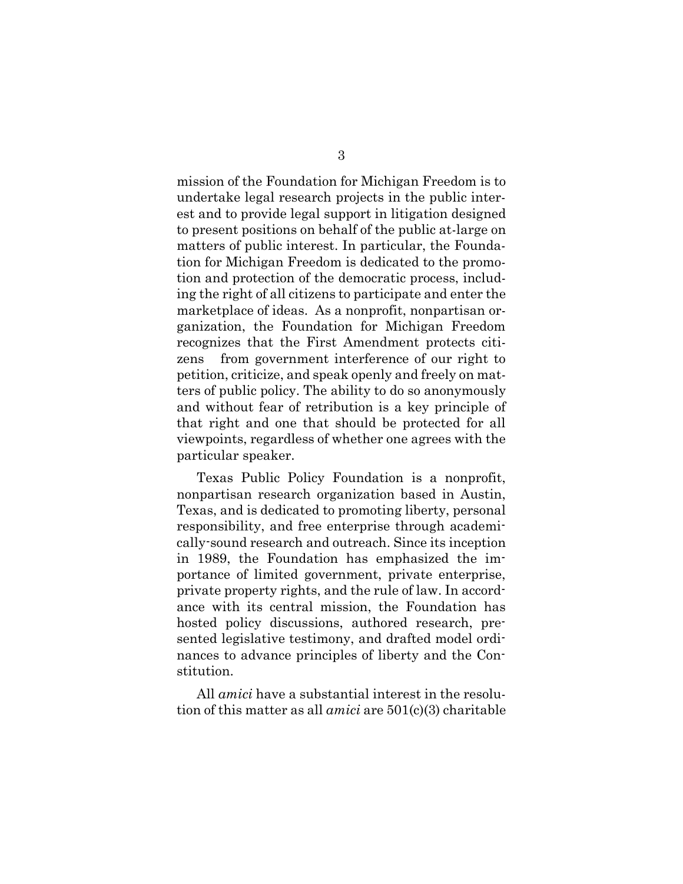mission of the Foundation for Michigan Freedom is to undertake legal research projects in the public interest and to provide legal support in litigation designed to present positions on behalf of the public at-large on matters of public interest. In particular, the Foundation for Michigan Freedom is dedicated to the promotion and protection of the democratic process, including the right of all citizens to participate and enter the marketplace of ideas. As a nonprofit, nonpartisan organization, the Foundation for Michigan Freedom recognizes that the First Amendment protects citizens from government interference of our right to petition, criticize, and speak openly and freely on matters of public policy. The ability to do so anonymously and without fear of retribution is a key principle of that right and one that should be protected for all viewpoints, regardless of whether one agrees with the particular speaker.

Texas Public Policy Foundation is a nonprofit, nonpartisan research organization based in Austin, Texas, and is dedicated to promoting liberty, personal responsibility, and free enterprise through academically-sound research and outreach. Since its inception in 1989, the Foundation has emphasized the importance of limited government, private enterprise, private property rights, and the rule of law. In accordance with its central mission, the Foundation has hosted policy discussions, authored research, presented legislative testimony, and drafted model ordinances to advance principles of liberty and the Constitution.

All *amici* have a substantial interest in the resolution of this matter as all *amici* are 501(c)(3) charitable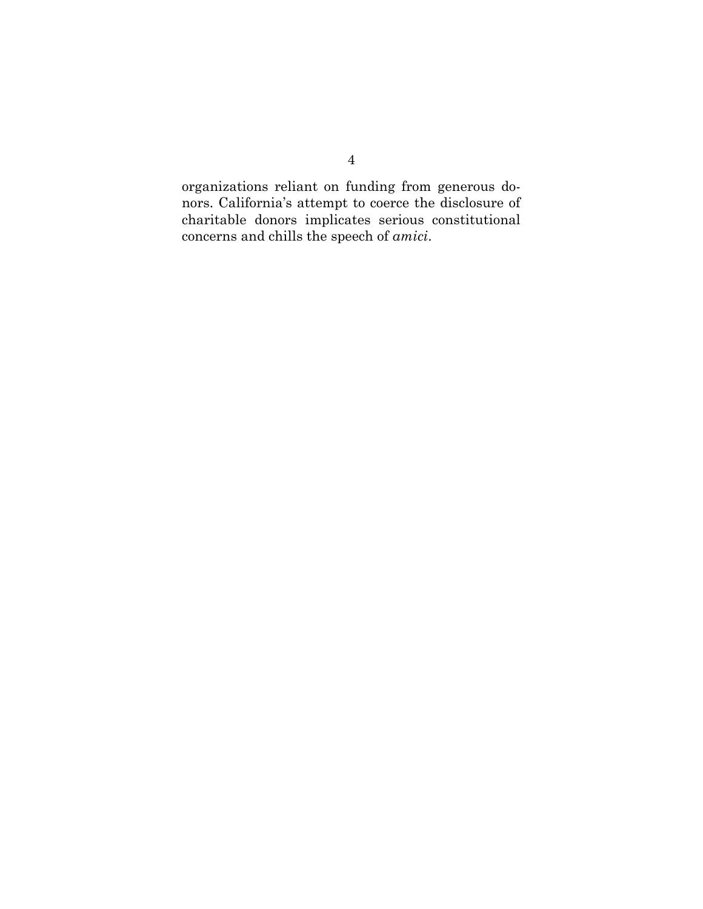organizations reliant on funding from generous donors. California's attempt to coerce the disclosure of charitable donors implicates serious constitutional concerns and chills the speech of *amici*.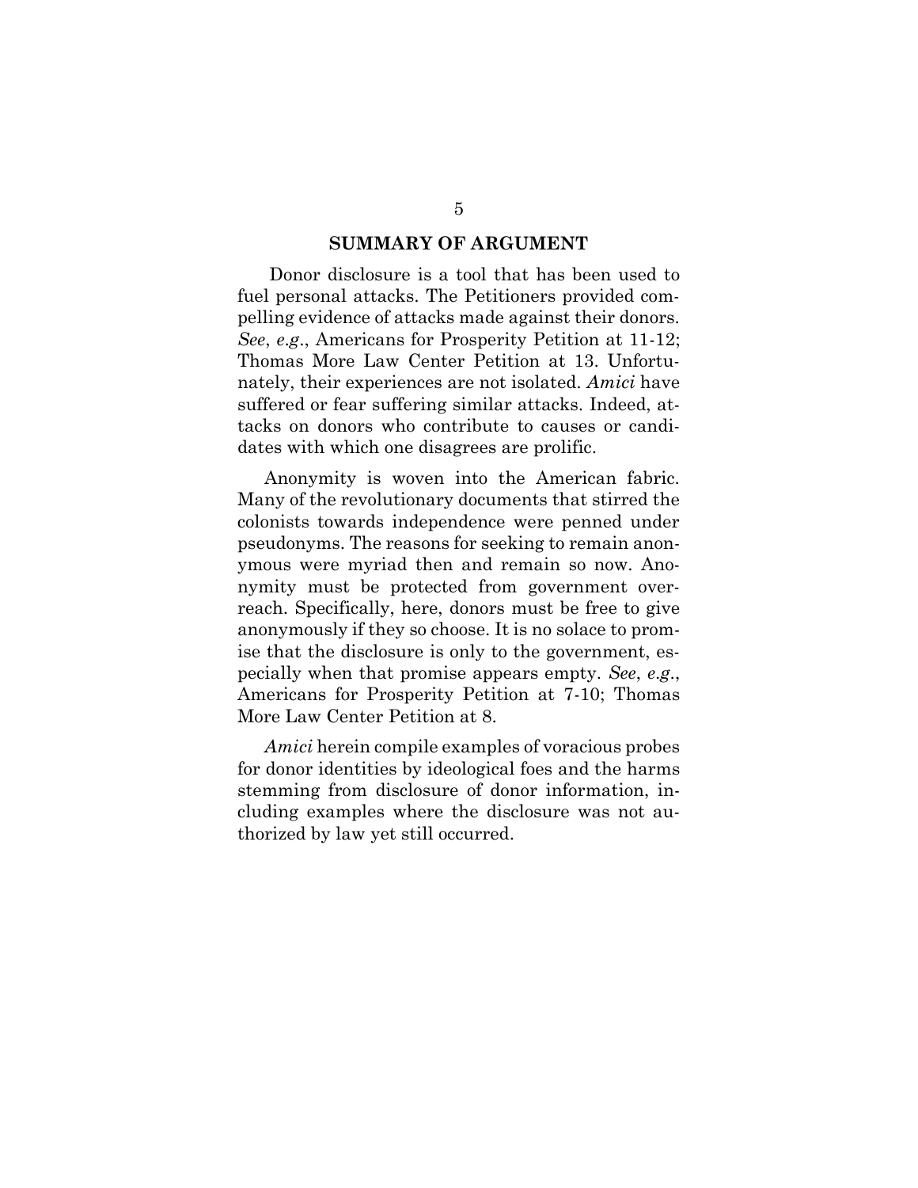## SUMMARY OF ARGUMENT

Donor disclosure is a tool that has been used to fuel personal attacks. The Petitioners provided compelling evidence of attacks made against their donors. *See*, *e.g*., Americans for Prosperity Petition at 11-12; Thomas More Law Center Petition at 13. Unfortunately, their experiences are not isolated. *Amici* have suffered or fear suffering similar attacks. Indeed, attacks on donors who contribute to causes or candidates with which one disagrees are prolific.

Anonymity is woven into the American fabric. Many of the revolutionary documents that stirred the colonists towards independence were penned under pseudonyms. The reasons for seeking to remain anonymous were myriad then and remain so now. Anonymity must be protected from government overreach. Specifically, here, donors must be free to give anonymously if they so choose. It is no solace to promise that the disclosure is only to the government, especially when that promise appears empty. *See*, *e.g*., Americans for Prosperity Petition at 7-10; Thomas More Law Center Petition at 8.

*Amici* herein compile examples of voracious probes for donor identities by ideological foes and the harms stemming from disclosure of donor information, including examples where the disclosure was not authorized by law yet still occurred.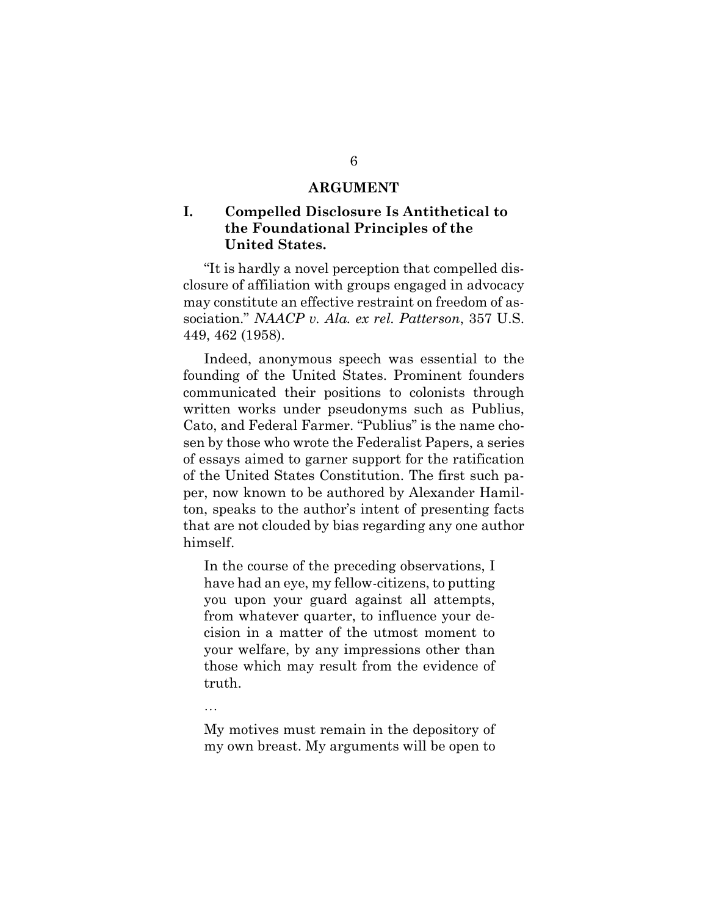## ARGUMENT

### I. Compelled Disclosure Is Antithetical to the Foundational Principles of the United States.

"It is hardly a novel perception that compelled disclosure of affiliation with groups engaged in advocacy may constitute an effective restraint on freedom of association." *NAACP v. Ala. ex rel. Patterson*, 357 U.S. 449, 462 (1958).

Indeed, anonymous speech was essential to the founding of the United States. Prominent founders communicated their positions to colonists through written works under pseudonyms such as Publius, Cato, and Federal Farmer. "Publius" is the name chosen by those who wrote the Federalist Papers, a series of essays aimed to garner support for the ratification of the United States Constitution. The first such paper, now known to be authored by Alexander Hamilton, speaks to the author's intent of presenting facts that are not clouded by bias regarding any one author himself.

> In the course of the preceding observations, I have had an eye, my fellow-citizens, to putting you upon your guard against all attempts, from whatever quarter, to influence your decision in a matter of the utmost moment to your welfare, by any impressions other than those which may result from the evidence of truth.
>
> …
>
> My motives must remain in the depository of my own breast. My arguments will be open to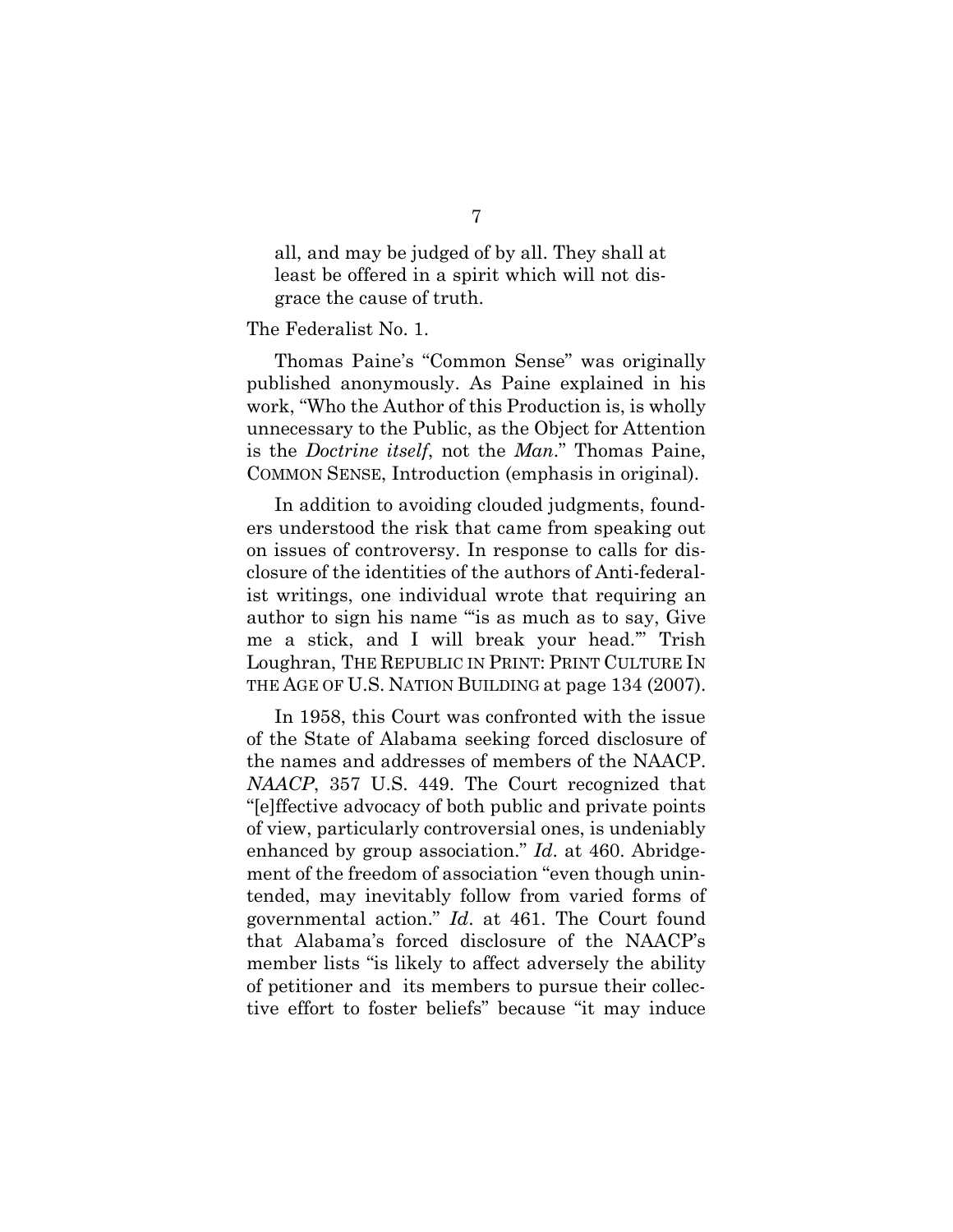all, and may be judged of by all. They shall at least be offered in a spirit which will not disgrace the cause of truth.

The Federalist No. 1.

Thomas Paine's "Common Sense" was originally published anonymously. As Paine explained in his work, "Who the Author of this Production is, is wholly unnecessary to the Public, as the Object for Attention is the *Doctrine itself*, not the *Man*." Thomas Paine, COMMON SENSE, Introduction (emphasis in original).

In addition to avoiding clouded judgments, founders understood the risk that came from speaking out on issues of controversy. In response to calls for disclosure of the identities of the authors of Anti-federalist writings, one individual wrote that requiring an author to sign his name "'is as much as to say, Give me a stick, and I will break your head.'" Trish Loughran, THE REPUBLIC IN PRINT: PRINT CULTURE IN THE AGE OF U.S. NATION BUILDING at page 134 (2007).

In 1958, this Court was confronted with the issue of the State of Alabama seeking forced disclosure of the names and addresses of members of the NAACP. *NAACP*, 357 U.S. 449. The Court recognized that "[e]ffective advocacy of both public and private points of view, particularly controversial ones, is undeniably enhanced by group association." *Id*. at 460. Abridgement of the freedom of association "even though unintended, may inevitably follow from varied forms of governmental action." *Id*. at 461. The Court found that Alabama's forced disclosure of the NAACP's member lists "is likely to affect adversely the ability of petitioner and its members to pursue their collective effort to foster beliefs" because "it may induce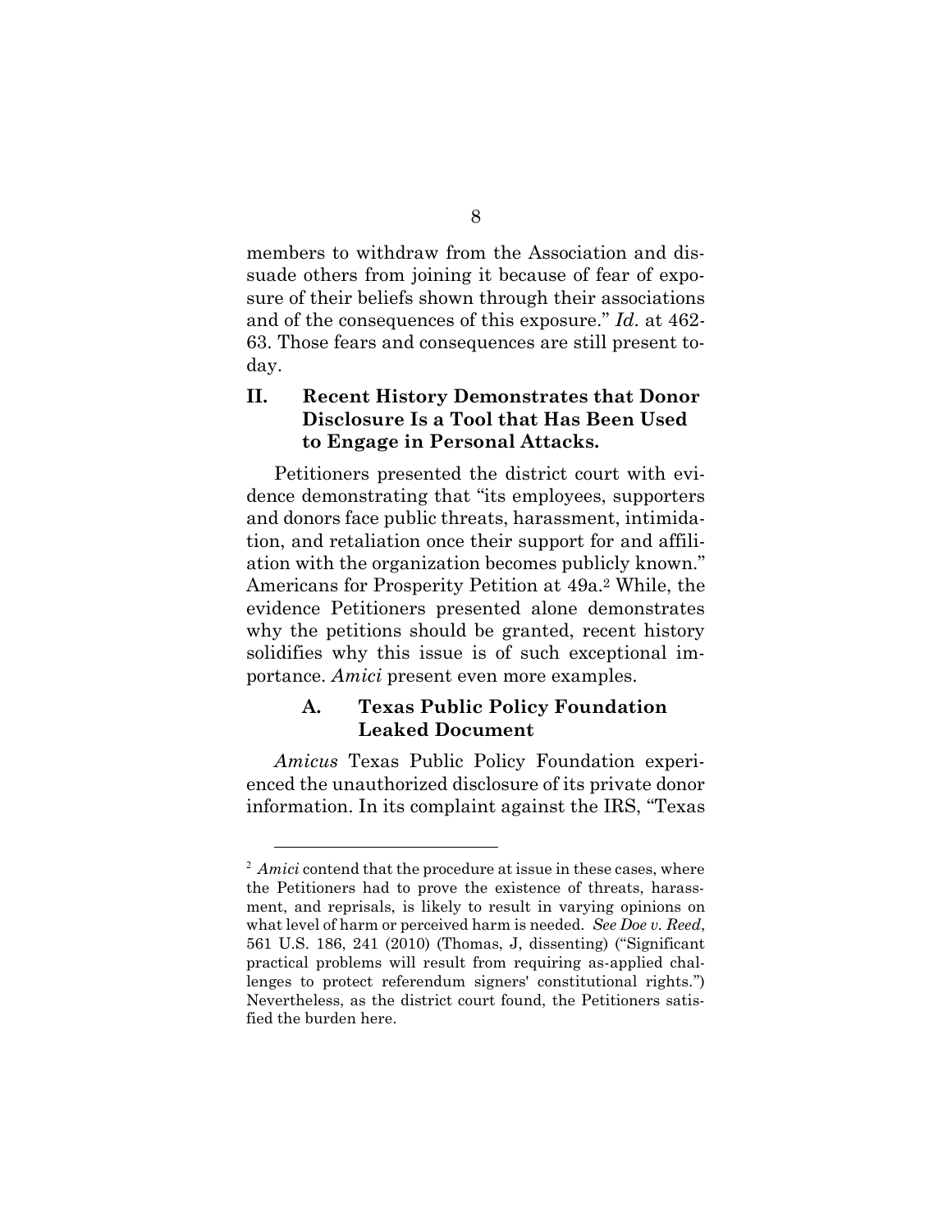members to withdraw from the Association and dissuade others from joining it because of fear of exposure of their beliefs shown through their associations and of the consequences of this exposure." *Id*. at 462-63. Those fears and consequences are still present today.

## II. Recent History Demonstrates that Donor Disclosure Is a Tool that Has Been Used to Engage in Personal Attacks.

Petitioners presented the district court with evidence demonstrating that "its employees, supporters and donors face public threats, harassment, intimidation, and retaliation once their support for and affiliation with the organization becomes publicly known." Americans for Prosperity Petition at 49a.[2] While, the evidence Petitioners presented alone demonstrates why the petitions should be granted, recent history solidifies why this issue is of such exceptional importance. *Amici* present even more examples.

### A. Texas Public Policy Foundation Leaked Document

*Amicus* Texas Public Policy Foundation experienced the unauthorized disclosure of its private donor information. In its complaint against the IRS, "Texas

---

[2] *Amici* contend that the procedure at issue in these cases, where the Petitioners had to prove the existence of threats, harassment, and reprisals, is likely to result in varying opinions on what level of harm or perceived harm is needed. *See Doe v. Reed*, 561 U.S. 186, 241 (2010) (Thomas, J, dissenting) ("Significant practical problems will result from requiring as-applied challenges to protect referendum signers' constitutional rights.") Nevertheless, as the district court found, the Petitioners satisfied the burden here.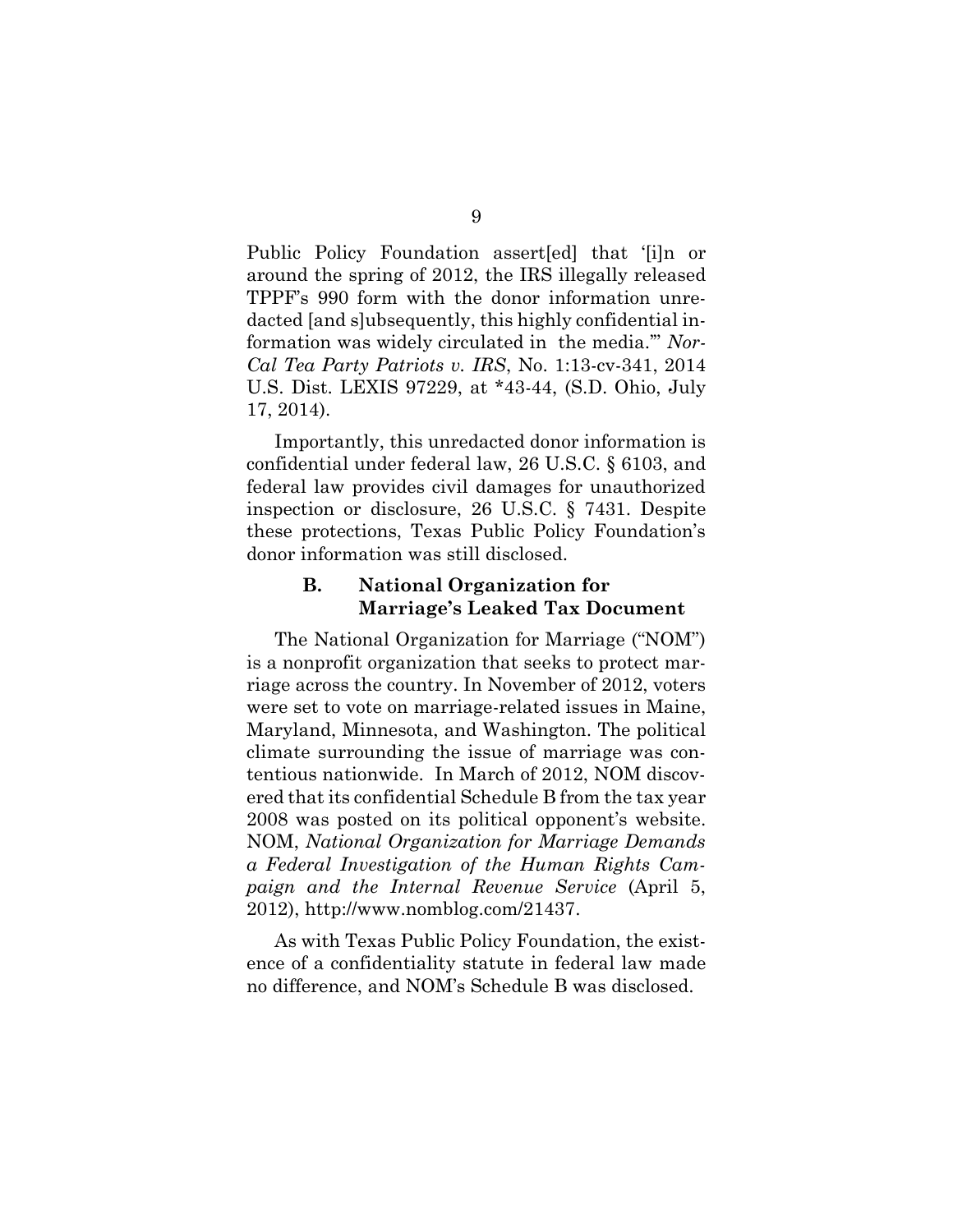Public Policy Foundation assert[ed] that '[i]n or around the spring of 2012, the IRS illegally released TPPF's 990 form with the donor information unredacted [and s]ubsequently, this highly confidential information was widely circulated in the media.'" *Nor-Cal Tea Party Patriots v. IRS*, No. 1:13-cv-341, 2014 U.S. Dist. LEXIS 97229, at *43-44, (S.D. Ohio, July 17, 2014).

Importantly, this unredacted donor information is confidential under federal law, 26 U.S.C. § 6103, and federal law provides civil damages for unauthorized inspection or disclosure, 26 U.S.C. § 7431. Despite these protections, Texas Public Policy Foundation's donor information was still disclosed.

### B. National Organization for Marriage's Leaked Tax Document

The National Organization for Marriage ("NOM") is a nonprofit organization that seeks to protect marriage across the country. In November of 2012, voters were set to vote on marriage-related issues in Maine, Maryland, Minnesota, and Washington. The political climate surrounding the issue of marriage was contentious nationwide. In March of 2012, NOM discovered that its confidential Schedule B from the tax year 2008 was posted on its political opponent's website. NOM, *National Organization for Marriage Demands a Federal Investigation of the Human Rights Campaign and the Internal Revenue Service* (April 5, 2012), http://www.nomblog.com/21437.

As with Texas Public Policy Foundation, the existence of a confidentiality statute in federal law made no difference, and NOM's Schedule B was disclosed.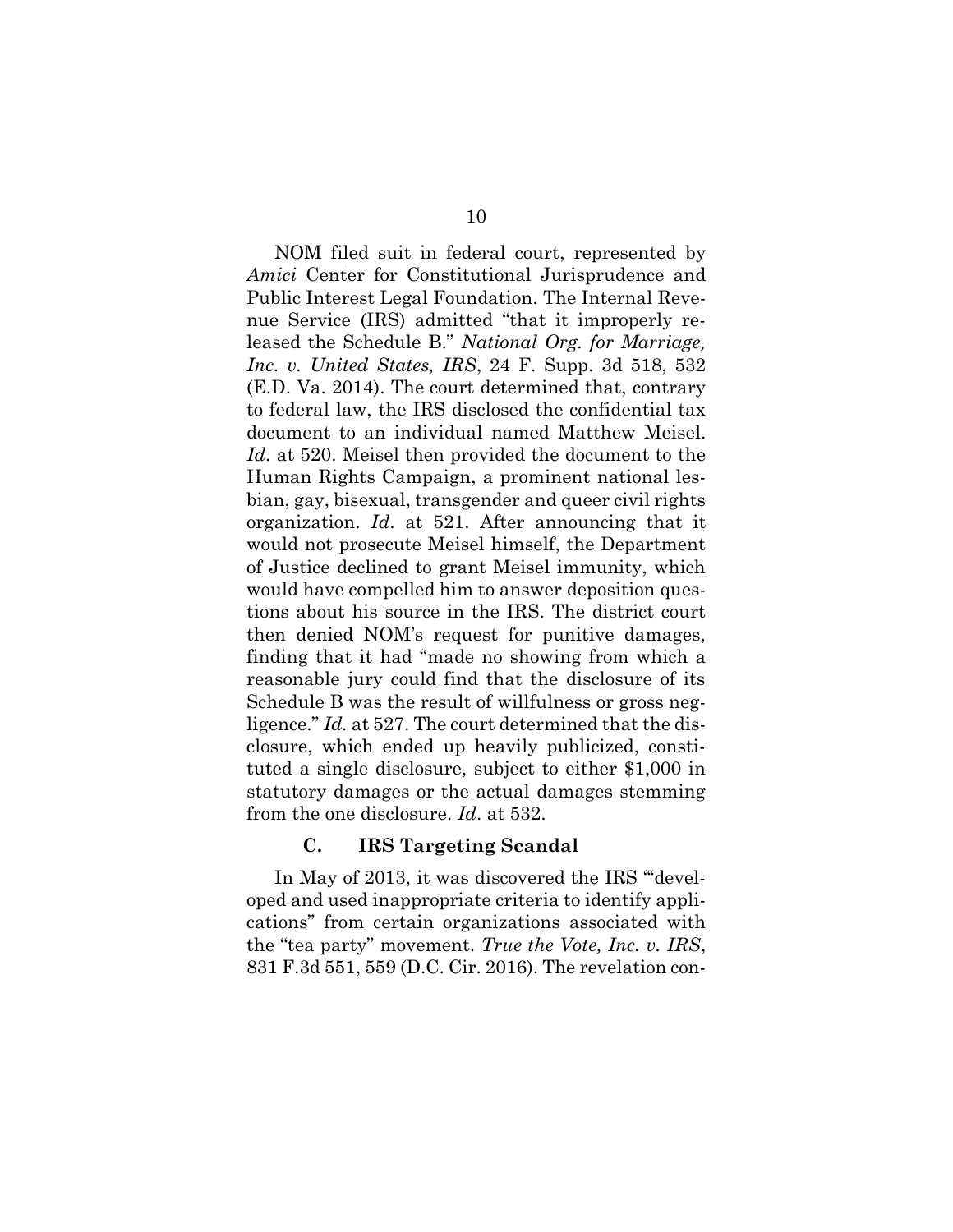NOM filed suit in federal court, represented by *Amici* Center for Constitutional Jurisprudence and Public Interest Legal Foundation. The Internal Revenue Service (IRS) admitted "that it improperly released the Schedule B." *National Org. for Marriage, Inc. v. United States, IRS*, 24 F. Supp. 3d 518, 532 (E.D. Va. 2014). The court determined that, contrary to federal law, the IRS disclosed the confidential tax document to an individual named Matthew Meisel. *Id*. at 520. Meisel then provided the document to the Human Rights Campaign, a prominent national lesbian, gay, bisexual, transgender and queer civil rights organization. *Id*. at 521. After announcing that it would not prosecute Meisel himself, the Department of Justice declined to grant Meisel immunity, which would have compelled him to answer deposition questions about his source in the IRS. The district court then denied NOM's request for punitive damages, finding that it had "made no showing from which a reasonable jury could find that the disclosure of its Schedule B was the result of willfulness or gross negligence." *Id.* at 527. The court determined that the disclosure, which ended up heavily publicized, constituted a single disclosure, subject to either $1,000 in statutory damages or the actual damages stemming from the one disclosure. *Id*. at 532.

### C. IRS Targeting Scandal

In May of 2013, it was discovered the IRS "'developed and used inappropriate criteria to identify applications" from certain organizations associated with the "tea party" movement. *True the Vote, Inc. v. IRS*, 831 F.3d 551, 559 (D.C. Cir. 2016). The revelation con-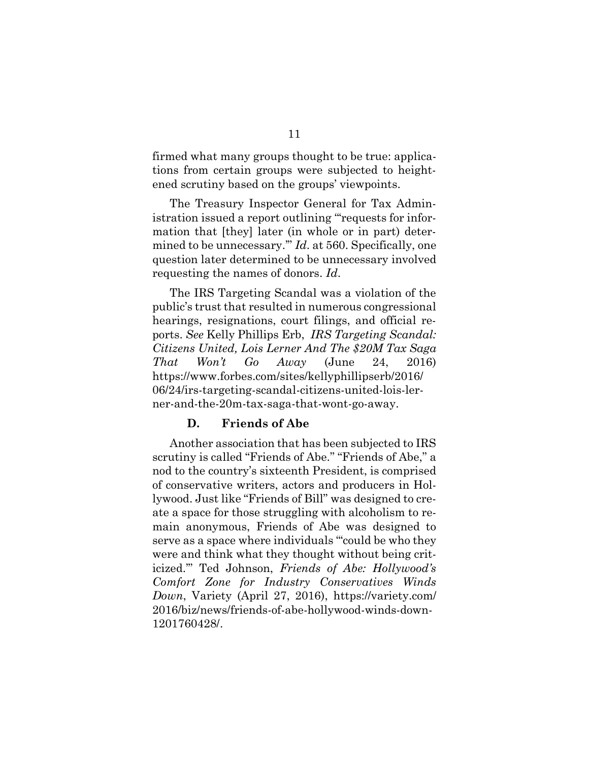firmed what many groups thought to be true: applications from certain groups were subjected to heightened scrutiny based on the groups' viewpoints.

The Treasury Inspector General for Tax Administration issued a report outlining "'requests for information that [they] later (in whole or in part) determined to be unnecessary.'" *Id*. at 560. Specifically, one question later determined to be unnecessary involved requesting the names of donors. *Id*.

The IRS Targeting Scandal was a violation of the public's trust that resulted in numerous congressional hearings, resignations, court filings, and official reports. *See* Kelly Phillips Erb, *IRS Targeting Scandal: Citizens United, Lois Lerner And The $20M Tax Saga That Won't Go Away* (June 24, 2016) https://www.forbes.com/sites/kellyphillipserb/2016/06/24/irs-targeting-scandal-citizens-united-lois-lerner-and-the-20m-tax-saga-that-wont-go-away.

### D. Friends of Abe

Another association that has been subjected to IRS scrutiny is called "Friends of Abe." "Friends of Abe," a nod to the country's sixteenth President, is comprised of conservative writers, actors and producers in Hollywood. Just like "Friends of Bill" was designed to create a space for those struggling with alcoholism to remain anonymous, Friends of Abe was designed to serve as a space where individuals "'could be who they were and think what they thought without being criticized.'" Ted Johnson, *Friends of Abe: Hollywood's Comfort Zone for Industry Conservatives Winds Down*, Variety (April 27, 2016), https://variety.com/2016/biz/news/friends-of-abe-hollywood-winds-down-1201760428/.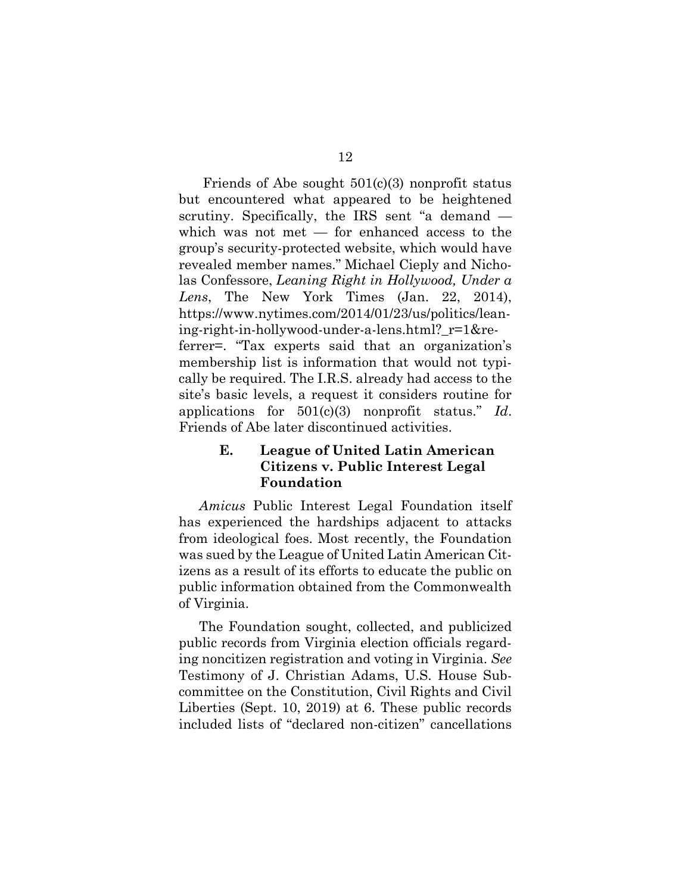Friends of Abe sought 501(c)(3) nonprofit status but encountered what appeared to be heightened scrutiny. Specifically, the IRS sent "a demand — which was not met — for enhanced access to the group's security-protected website, which would have revealed member names." Michael Cieply and Nicholas Confessore, *Leaning Right in Hollywood, Under a Lens*, The New York Times (Jan. 22, 2014), https://www.nytimes.com/2014/01/23/us/politics/leaning-right-in-hollywood-under-a-lens.html?_r=1&referrer=. "Tax experts said that an organization's membership list is information that would not typically be required. The I.R.S. already had access to the site's basic levels, a request it considers routine for applications for 501(c)(3) nonprofit status." *Id*. Friends of Abe later discontinued activities.

### E. League of United Latin American Citizens v. Public Interest Legal Foundation

*Amicus* Public Interest Legal Foundation itself has experienced the hardships adjacent to attacks from ideological foes. Most recently, the Foundation was sued by the League of United Latin American Citizens as a result of its efforts to educate the public on public information obtained from the Commonwealth of Virginia.

The Foundation sought, collected, and publicized public records from Virginia election officials regarding noncitizen registration and voting in Virginia. *See* Testimony of J. Christian Adams, U.S. House Subcommittee on the Constitution, Civil Rights and Civil Liberties (Sept. 10, 2019) at 6. These public records included lists of "declared non-citizen" cancellations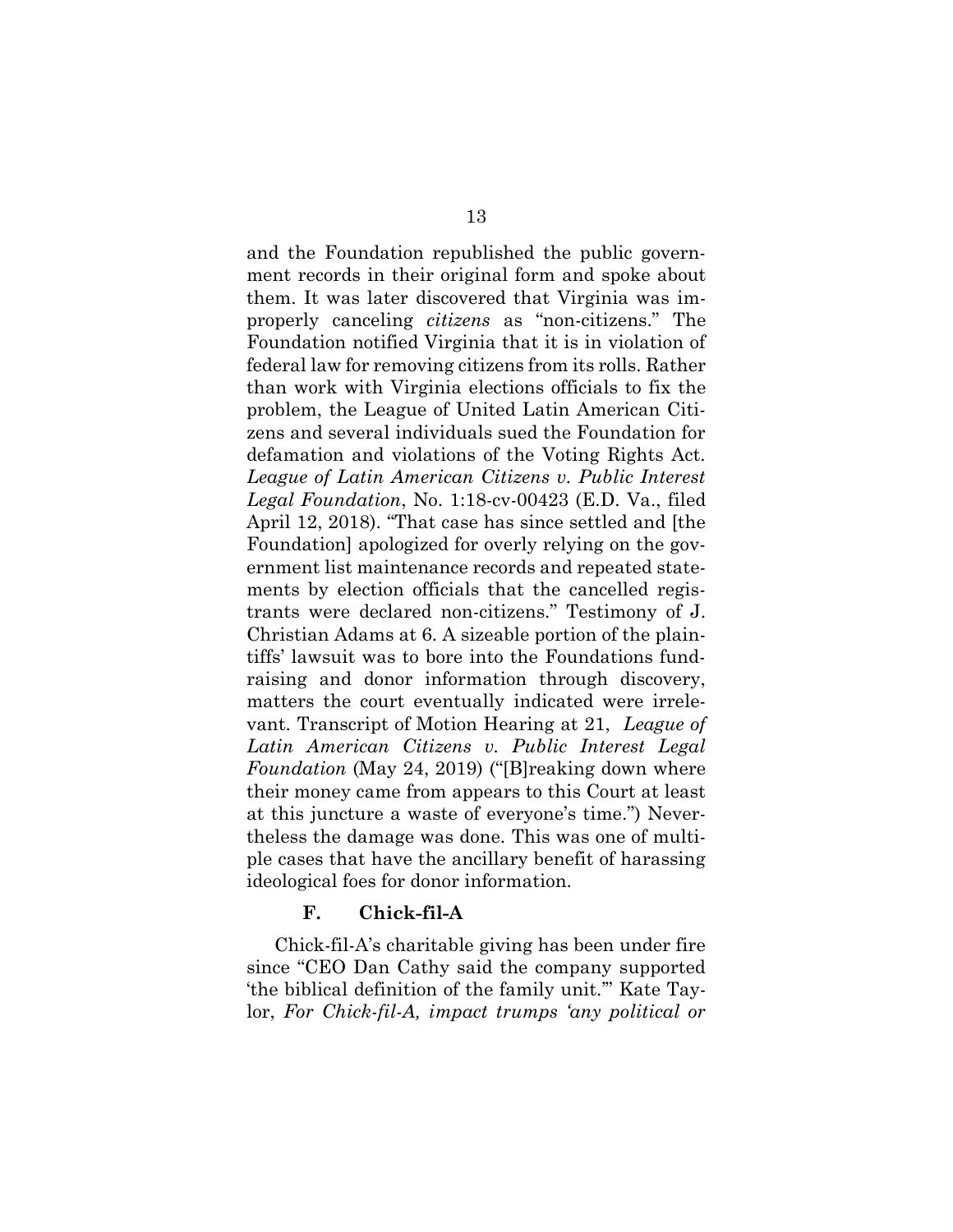and the Foundation republished the public government records in their original form and spoke about them. It was later discovered that Virginia was improperly canceling *citizens* as "non-citizens." The Foundation notified Virginia that it is in violation of federal law for removing citizens from its rolls. Rather than work with Virginia elections officials to fix the problem, the League of United Latin American Citizens and several individuals sued the Foundation for defamation and violations of the Voting Rights Act. *League of Latin American Citizens v. Public Interest Legal Foundation*, No. 1:18-cv-00423 (E.D. Va., filed April 12, 2018). "That case has since settled and [the Foundation] apologized for overly relying on the government list maintenance records and repeated statements by election officials that the cancelled registrants were declared non-citizens." Testimony of J. Christian Adams at 6. A sizeable portion of the plaintiffs' lawsuit was to bore into the Foundations fundraising and donor information through discovery, matters the court eventually indicated were irrelevant. Transcript of Motion Hearing at 21, *League of Latin American Citizens v. Public Interest Legal Foundation* (May 24, 2019) ("[B]reaking down where their money came from appears to this Court at least at this juncture a waste of everyone's time.") Nevertheless the damage was done. This was one of multiple cases that have the ancillary benefit of harassing ideological foes for donor information.

### F. Chick-fil-A

Chick-fil-A's charitable giving has been under fire since "CEO Dan Cathy said the company supported 'the biblical definition of the family unit.'" Kate Taylor, *For Chick-fil-A, impact trumps 'any political or*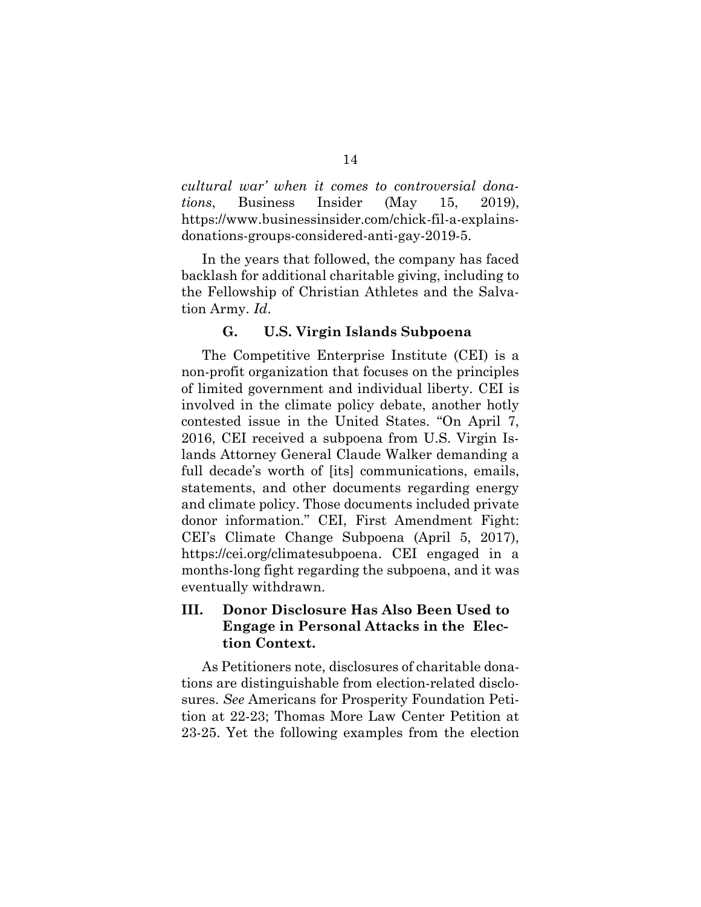*cultural war' when it comes to controversial donations*, Business Insider (May 15, 2019), https://www.businessinsider.com/chick-fil-a-explains-donations-groups-considered-anti-gay-2019-5.

In the years that followed, the company has faced backlash for additional charitable giving, including to the Fellowship of Christian Athletes and the Salvation Army. *Id*.

### G. U.S. Virgin Islands Subpoena

The Competitive Enterprise Institute (CEI) is a non-profit organization that focuses on the principles of limited government and individual liberty. CEI is involved in the climate policy debate, another hotly contested issue in the United States. "On April 7, 2016, CEI received a subpoena from U.S. Virgin Islands Attorney General Claude Walker demanding a full decade's worth of [its] communications, emails, statements, and other documents regarding energy and climate policy. Those documents included private donor information." CEI, First Amendment Fight: CEI's Climate Change Subpoena (April 5, 2017), https://cei.org/climatesubpoena. CEI engaged in a months-long fight regarding the subpoena, and it was eventually withdrawn.

## III. Donor Disclosure Has Also Been Used to Engage in Personal Attacks in the Election Context.

As Petitioners note, disclosures of charitable donations are distinguishable from election-related disclosures. *See* Americans for Prosperity Foundation Petition at 22-23; Thomas More Law Center Petition at 23-25. Yet the following examples from the election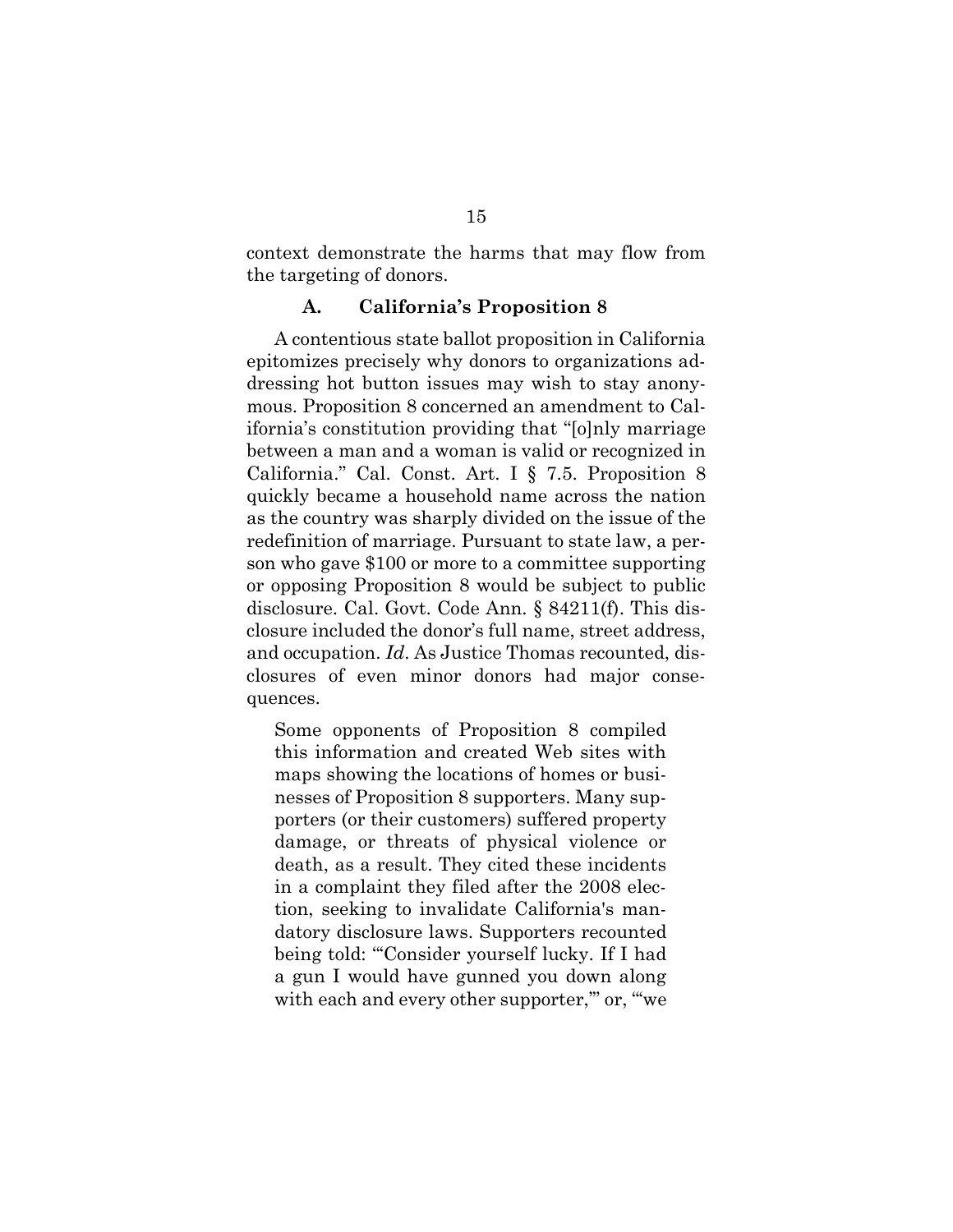context demonstrate the harms that may flow from the targeting of donors.

### A. California's Proposition 8

A contentious state ballot proposition in California epitomizes precisely why donors to organizations addressing hot button issues may wish to stay anonymous. Proposition 8 concerned an amendment to California's constitution providing that "[o]nly marriage between a man and a woman is valid or recognized in California." Cal. Const. Art. I § 7.5. Proposition 8 quickly became a household name across the nation as the country was sharply divided on the issue of the redefinition of marriage. Pursuant to state law, a person who gave $100 or more to a committee supporting or opposing Proposition 8 would be subject to public disclosure. Cal. Govt. Code Ann. § 84211(f). This disclosure included the donor's full name, street address, and occupation. *Id*. As Justice Thomas recounted, disclosures of even minor donors had major consequences.

> Some opponents of Proposition 8 compiled this information and created Web sites with maps showing the locations of homes or businesses of Proposition 8 supporters. Many supporters (or their customers) suffered property damage, or threats of physical violence or death, as a result. They cited these incidents in a complaint they filed after the 2008 election, seeking to invalidate California's mandatory disclosure laws. Supporters recounted being told: "'Consider yourself lucky. If I had a gun I would have gunned you down along with each and every other supporter,'" or, "'we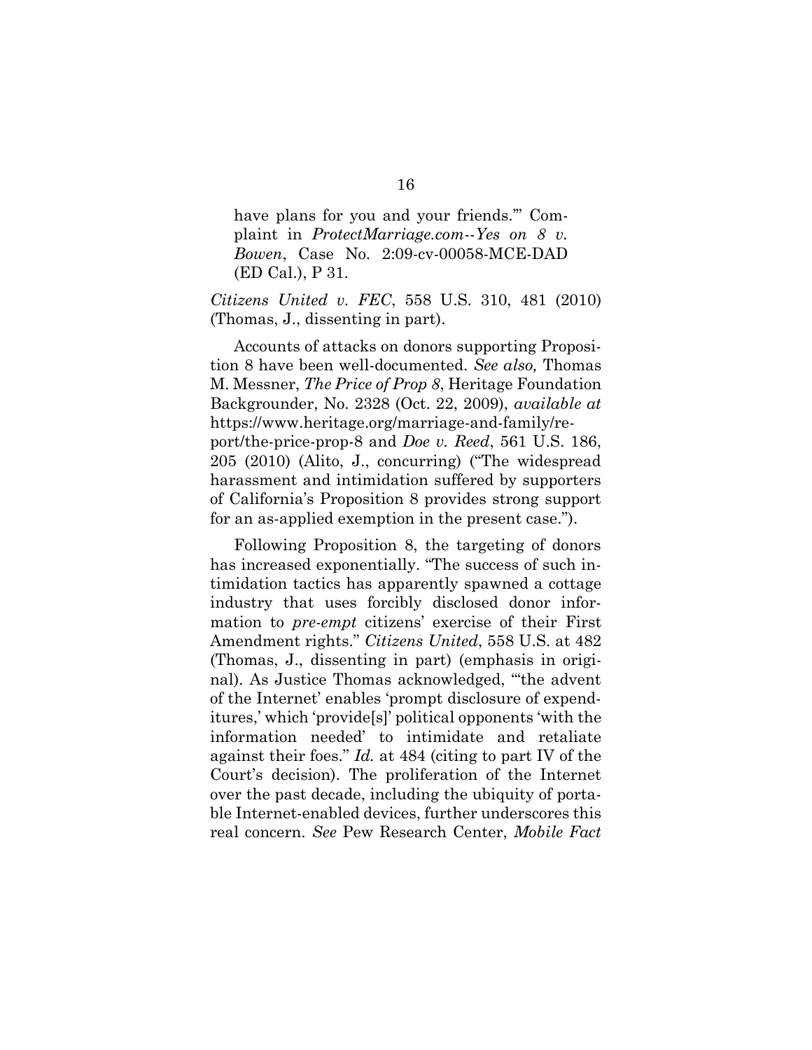> have plans for you and your friends.'" Complaint in *ProtectMarriage.com--Yes on 8 v. Bowen*, Case No. 2:09-cv-00058-MCE-DAD (ED Cal.), P 31.

*Citizens United v. FEC*, 558 U.S. 310, 481 (2010) (Thomas, J., dissenting in part).

Accounts of attacks on donors supporting Proposition 8 have been well-documented. *See also,* Thomas M. Messner, *The Price of Prop 8*, Heritage Foundation Backgrounder, No. 2328 (Oct. 22, 2009), *available at* https://www.heritage.org/marriage-and-family/report/the-price-prop-8 and *Doe v. Reed*, 561 U.S. 186, 205 (2010) (Alito, J., concurring) ("The widespread harassment and intimidation suffered by supporters of California's Proposition 8 provides strong support for an as-applied exemption in the present case.").

Following Proposition 8, the targeting of donors has increased exponentially. "The success of such intimidation tactics has apparently spawned a cottage industry that uses forcibly disclosed donor information to *pre-empt* citizens' exercise of their First Amendment rights." *Citizens United*, 558 U.S. at 482 (Thomas, J., dissenting in part) (emphasis in original). As Justice Thomas acknowledged, "'the advent of the Internet' enables 'prompt disclosure of expenditures,' which 'provide[s]' political opponents 'with the information needed' to intimidate and retaliate against their foes." *Id.* at 484 (citing to part IV of the Court's decision). The proliferation of the Internet over the past decade, including the ubiquity of portable Internet-enabled devices, further underscores this real concern. *See* Pew Research Center, *Mobile Fact*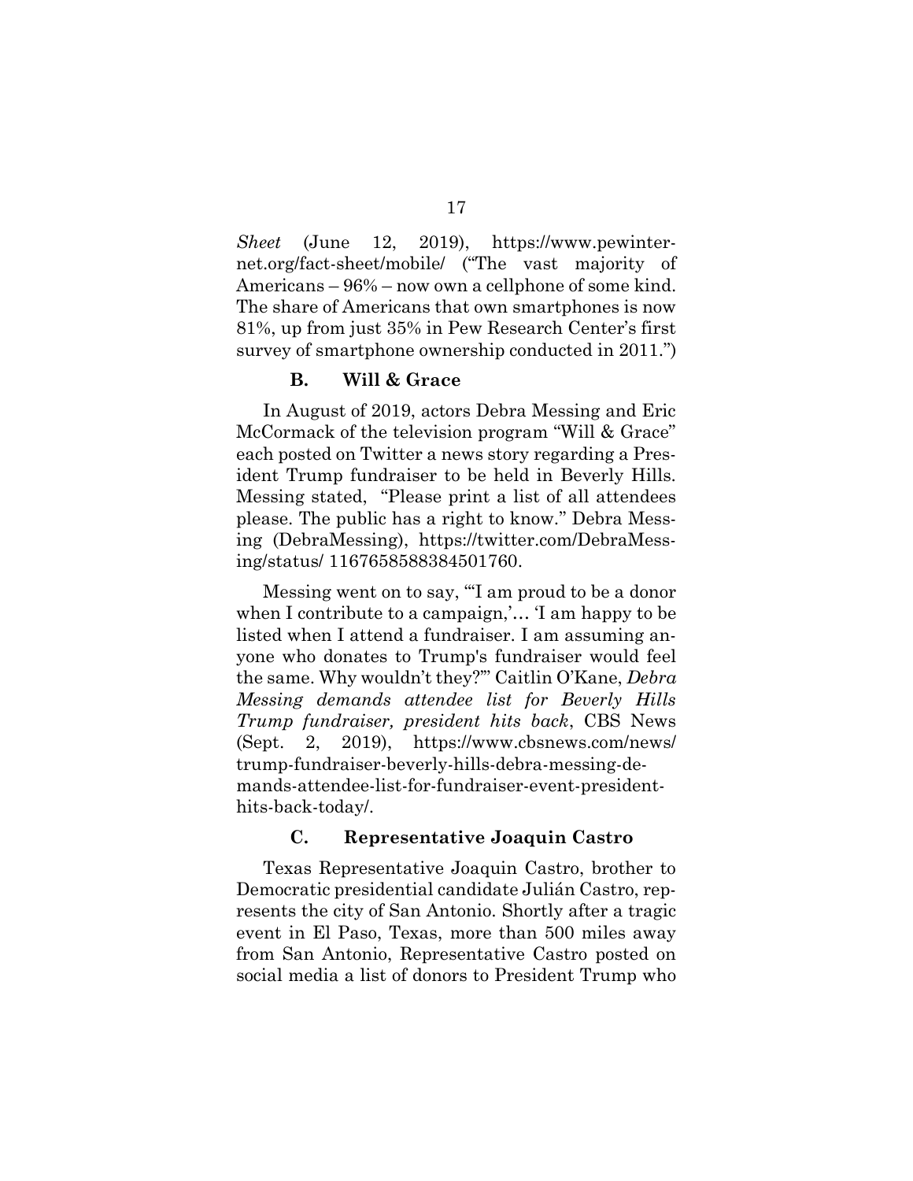*Sheet* (June 12, 2019), https://www.pewinternet.org/fact-sheet/mobile/ ("The vast majority of Americans – 96% – now own a cellphone of some kind. The share of Americans that own smartphones is now 81%, up from just 35% in Pew Research Center's first survey of smartphone ownership conducted in 2011.")

### B. Will & Grace

In August of 2019, actors Debra Messing and Eric McCormack of the television program "Will & Grace" each posted on Twitter a news story regarding a President Trump fundraiser to be held in Beverly Hills. Messing stated, "Please print a list of all attendees please. The public has a right to know." Debra Messing (DebraMessing), https://twitter.com/DebraMessing/status/ 1167658588384501760.

Messing went on to say, "'I am proud to be a donor when I contribute to a campaign,'… 'I am happy to be listed when I attend a fundraiser. I am assuming anyone who donates to Trump's fundraiser would feel the same. Why wouldn't they?'" Caitlin O'Kane, *Debra Messing demands attendee list for Beverly Hills Trump fundraiser, president hits back*, CBS News (Sept. 2, 2019), https://www.cbsnews.com/news/trump-fundraiser-beverly-hills-debra-messing-demands-attendee-list-for-fundraiser-event-president-hits-back-today/.

### C. Representative Joaquin Castro

Texas Representative Joaquin Castro, brother to Democratic presidential candidate Julián Castro, represents the city of San Antonio. Shortly after a tragic event in El Paso, Texas, more than 500 miles away from San Antonio, Representative Castro posted on social media a list of donors to President Trump who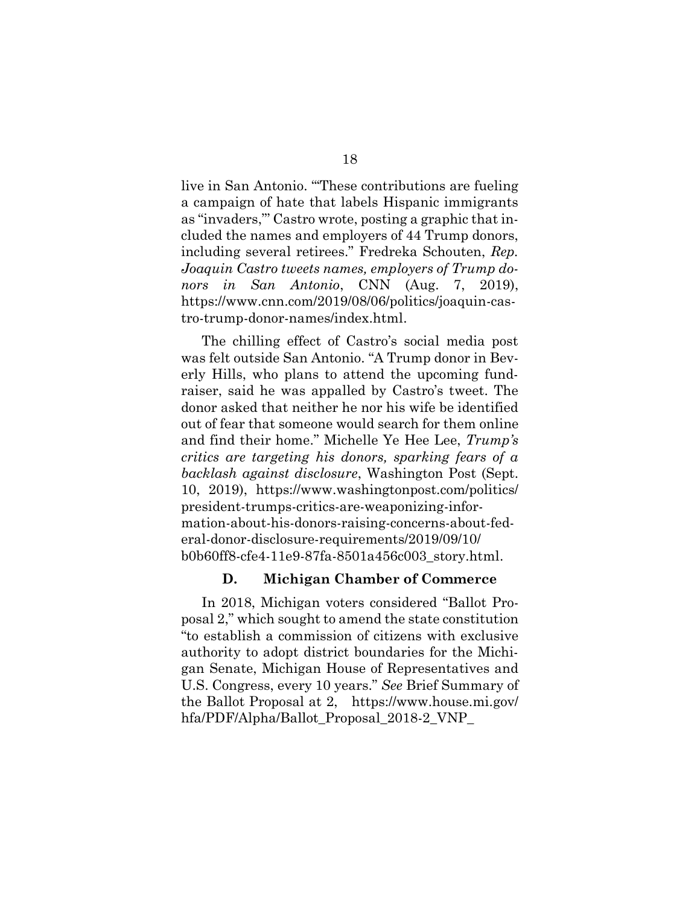live in San Antonio. "'These contributions are fueling a campaign of hate that labels Hispanic immigrants as "invaders,"' Castro wrote, posting a graphic that included the names and employers of 44 Trump donors, including several retirees." Fredreka Schouten, *Rep. Joaquin Castro tweets names, employers of Trump donors in San Antonio*, CNN (Aug. 7, 2019), https://www.cnn.com/2019/08/06/politics/joaquin-castro-trump-donor-names/index.html.

The chilling effect of Castro's social media post was felt outside San Antonio. "A Trump donor in Beverly Hills, who plans to attend the upcoming fundraiser, said he was appalled by Castro's tweet. The donor asked that neither he nor his wife be identified out of fear that someone would search for them online and find their home." Michelle Ye Hee Lee, *Trump's critics are targeting his donors, sparking fears of a backlash against disclosure*, Washington Post (Sept. 10, 2019), https://www.washingtonpost.com/politics/president-trumps-critics-are-weaponizing-information-about-his-donors-raising-concerns-about-federal-donor-disclosure-requirements/2019/09/10/b0b60ff8-cfe4-11e9-87fa-8501a456c003_story.html.

### D. Michigan Chamber of Commerce

In 2018, Michigan voters considered "Ballot Proposal 2," which sought to amend the state constitution "to establish a commission of citizens with exclusive authority to adopt district boundaries for the Michigan Senate, Michigan House of Representatives and U.S. Congress, every 10 years." *See* Brief Summary of the Ballot Proposal at 2, https://www.house.mi.gov/hfa/PDF/Alpha/Ballot_Proposal_2018-2_VNP_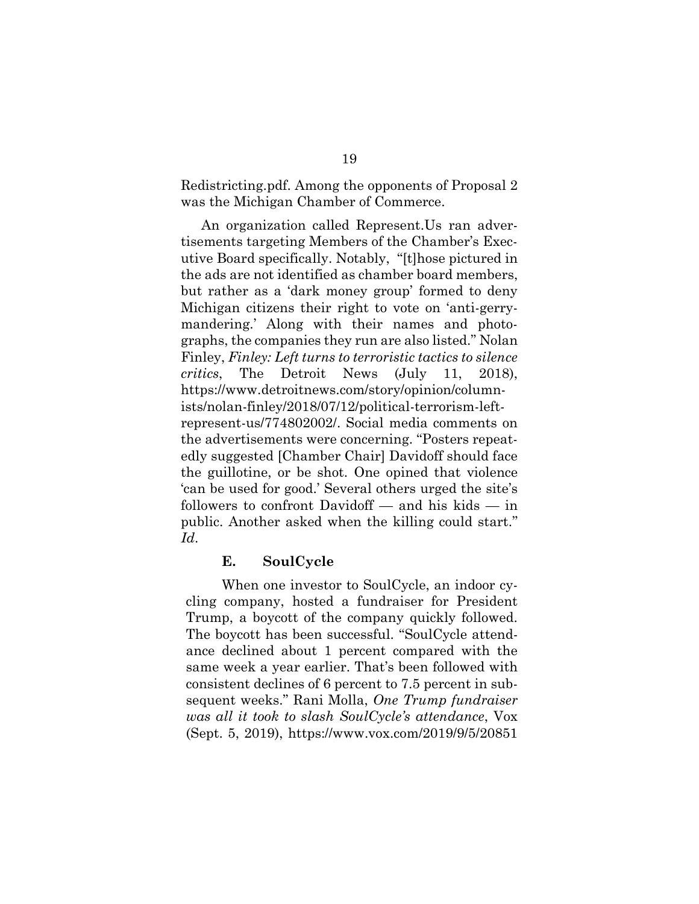Redistricting.pdf. Among the opponents of Proposal 2 was the Michigan Chamber of Commerce.

An organization called Represent.Us ran advertisements targeting Members of the Chamber's Executive Board specifically. Notably, "[t]hose pictured in the ads are not identified as chamber board members, but rather as a 'dark money group' formed to deny Michigan citizens their right to vote on 'anti-gerrymandering.' Along with their names and photographs, the companies they run are also listed." Nolan Finley, *Finley: Left turns to terroristic tactics to silence critics*, The Detroit News (July 11, 2018), https://www.detroitnews.com/story/opinion/columnists/nolan-finley/2018/07/12/political-terrorism-left-represent-us/774802002/. Social media comments on the advertisements were concerning. "Posters repeatedly suggested [Chamber Chair] Davidoff should face the guillotine, or be shot. One opined that violence 'can be used for good.' Several others urged the site's followers to confront Davidoff — and his kids — in public. Another asked when the killing could start." *Id*.

### E. SoulCycle

When one investor to SoulCycle, an indoor cycling company, hosted a fundraiser for President Trump, a boycott of the company quickly followed. The boycott has been successful. "SoulCycle attendance declined about 1 percent compared with the same week a year earlier. That's been followed with consistent declines of 6 percent to 7.5 percent in subsequent weeks." Rani Molla, *One Trump fundraiser was all it took to slash SoulCycle's attendance*, Vox (Sept. 5, 2019), https://www.vox.com/2019/9/5/20851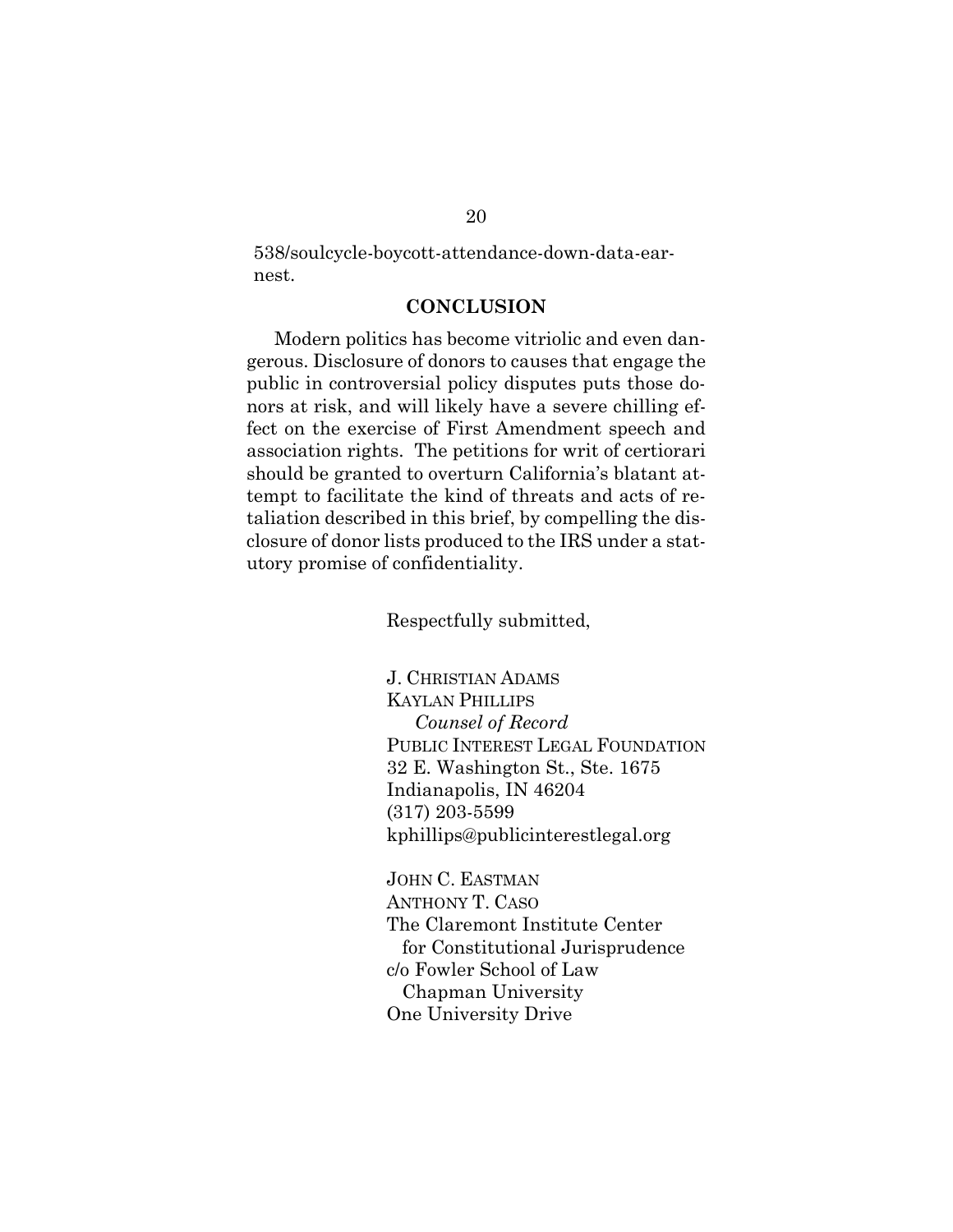538/soulcycle-boycott-attendance-down-data-earnest.

## CONCLUSION

Modern politics has become vitriolic and even dangerous. Disclosure of donors to causes that engage the public in controversial policy disputes puts those donors at risk, and will likely have a severe chilling effect on the exercise of First Amendment speech and association rights. The petitions for writ of certiorari should be granted to overturn California's blatant attempt to facilitate the kind of threats and acts of retaliation described in this brief, by compelling the disclosure of donor lists produced to the IRS under a statutory promise of confidentiality.

Respectfully submitted,

J. CHRISTIAN ADAMS
KAYLAN PHILLIPS
*Counsel of Record*
PUBLIC INTEREST LEGAL FOUNDATION
32 E. Washington St., Ste. 1675
Indianapolis, IN 46204
(317) 203-5599
kphillips@publicinterestlegal.org

JOHN C. EASTMAN
ANTHONY T. CASO
The Claremont Institute Center
for Constitutional Jurisprudence
c/o Fowler School of Law
Chapman University
One University Drive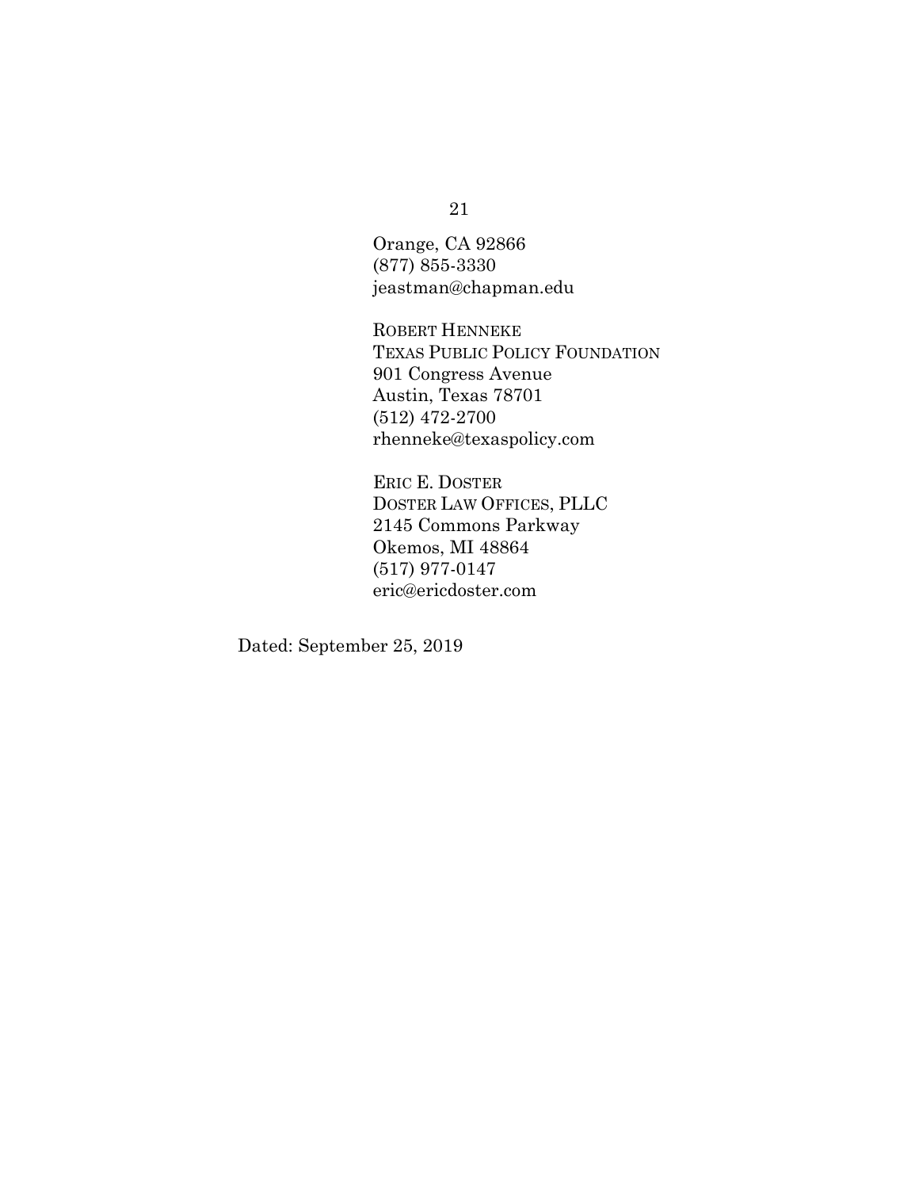Orange, CA 92866
(877) 855-3330
jeastman@chapman.edu

ROBERT HENNEKE
TEXAS PUBLIC POLICY FOUNDATION
901 Congress Avenue
Austin, Texas 78701
(512) 472-2700
rhenneke@texaspolicy.com

ERIC E. DOSTER
DOSTER LAW OFFICES, PLLC
2145 Commons Parkway
Okemos, MI 48864
(517) 977-0147
eric@ericdoster.com

Dated: September 25, 2019